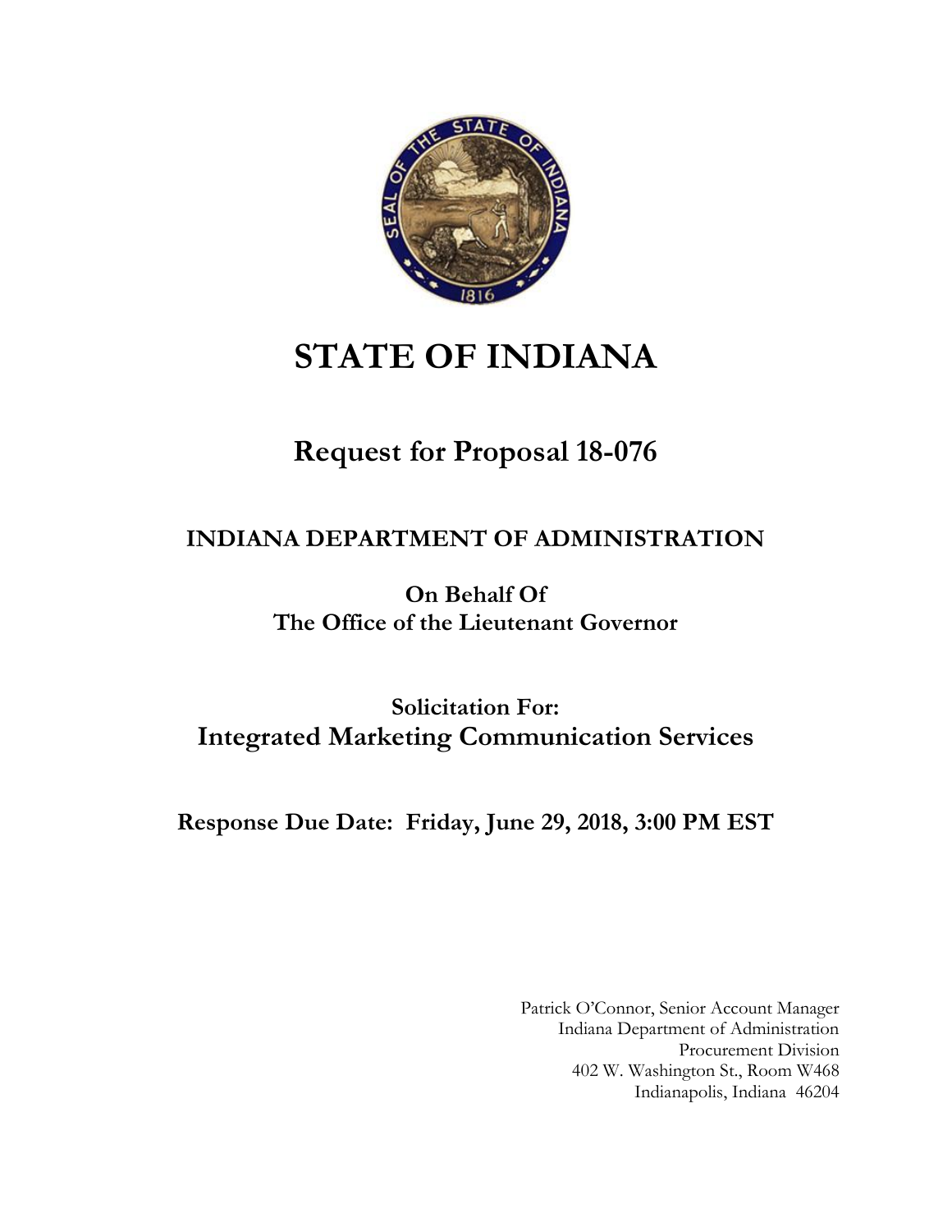# STATE OF INDIANA

## Request for Proposal 18-076

### INDIANA DEPARTMENT OF ADMINISTRATION

**On Behalf Of**
**The Office of the Lieutenant Governor**

**Solicitation For:**
**Integrated Marketing Communication Services**

**Response Due Date: Friday, June 29, 2018, 3:00 PM EST**

Patrick O'Connor, Senior Account Manager
Indiana Department of Administration
Procurement Division
402 W. Washington St., Room W468
Indianapolis, Indiana 46204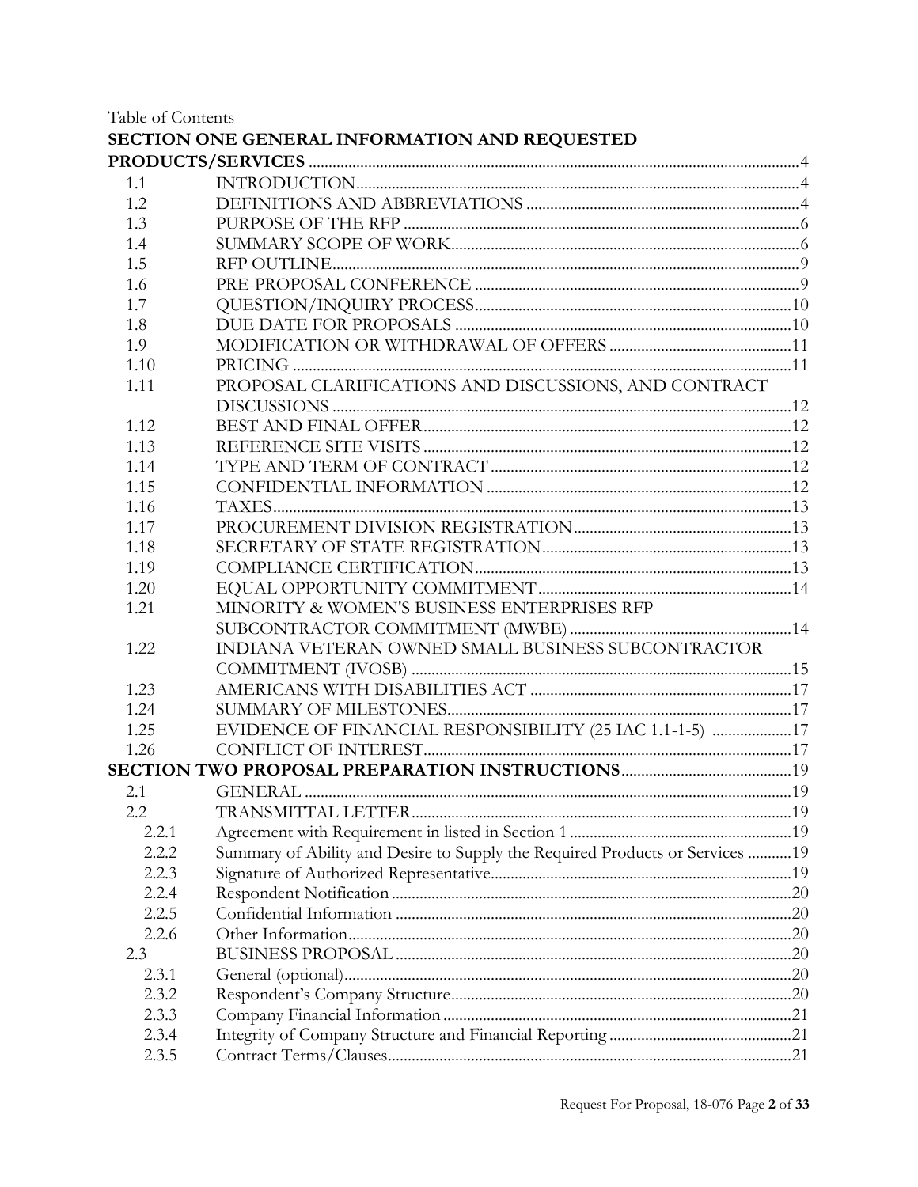Table of Contents

**SECTION ONE GENERAL INFORMATION AND REQUESTED PRODUCTS/SERVICES** .......... 4

| | | |
|---|---|---|
| 1.1 | INTRODUCTION | 4 |
| 1.2 | DEFINITIONS AND ABBREVIATIONS | 4 |
| 1.3 | PURPOSE OF THE RFP | 6 |
| 1.4 | SUMMARY SCOPE OF WORK | 6 |
| 1.5 | RFP OUTLINE | 9 |
| 1.6 | PRE-PROPOSAL CONFERENCE | 9 |
| 1.7 | QUESTION/INQUIRY PROCESS | 10 |
| 1.8 | DUE DATE FOR PROPOSALS | 10 |
| 1.9 | MODIFICATION OR WITHDRAWAL OF OFFERS | 11 |
| 1.10 | PRICING | 11 |
| 1.11 | PROPOSAL CLARIFICATIONS AND DISCUSSIONS, AND CONTRACT DISCUSSIONS | 12 |
| 1.12 | BEST AND FINAL OFFER | 12 |
| 1.13 | REFERENCE SITE VISITS | 12 |
| 1.14 | TYPE AND TERM OF CONTRACT | 12 |
| 1.15 | CONFIDENTIAL INFORMATION | 12 |
| 1.16 | TAXES | 13 |
| 1.17 | PROCUREMENT DIVISION REGISTRATION | 13 |
| 1.18 | SECRETARY OF STATE REGISTRATION | 13 |
| 1.19 | COMPLIANCE CERTIFICATION | 13 |
| 1.20 | EQUAL OPPORTUNITY COMMITMENT | 14 |
| 1.21 | MINORITY & WOMEN'S BUSINESS ENTERPRISES RFP SUBCONTRACTOR COMMITMENT (MWBE) | 14 |
| 1.22 | INDIANA VETERAN OWNED SMALL BUSINESS SUBCONTRACTOR COMMITMENT (IVOSB) | 15 |
| 1.23 | AMERICANS WITH DISABILITIES ACT | 17 |
| 1.24 | SUMMARY OF MILESTONES | 17 |
| 1.25 | EVIDENCE OF FINANCIAL RESPONSIBILITY (25 IAC 1.1-1-5) | 17 |
| 1.26 | CONFLICT OF INTEREST | 17 |

**SECTION TWO PROPOSAL PREPARATION INSTRUCTIONS** .......... 19

| | | |
|---|---|---|
| 2.1 | GENERAL | 19 |
| 2.2 | TRANSMITTAL LETTER | 19 |
| 2.2.1 | Agreement with Requirement in listed in Section 1 | 19 |
| 2.2.2 | Summary of Ability and Desire to Supply the Required Products or Services | 19 |
| 2.2.3 | Signature of Authorized Representative | 19 |
| 2.2.4 | Respondent Notification | 20 |
| 2.2.5 | Confidential Information | 20 |
| 2.2.6 | Other Information | 20 |
| 2.3 | BUSINESS PROPOSAL | 20 |
| 2.3.1 | General (optional) | 20 |
| 2.3.2 | Respondent's Company Structure | 20 |
| 2.3.3 | Company Financial Information | 21 |
| 2.3.4 | Integrity of Company Structure and Financial Reporting | 21 |
| 2.3.5 | Contract Terms/Clauses | 21 |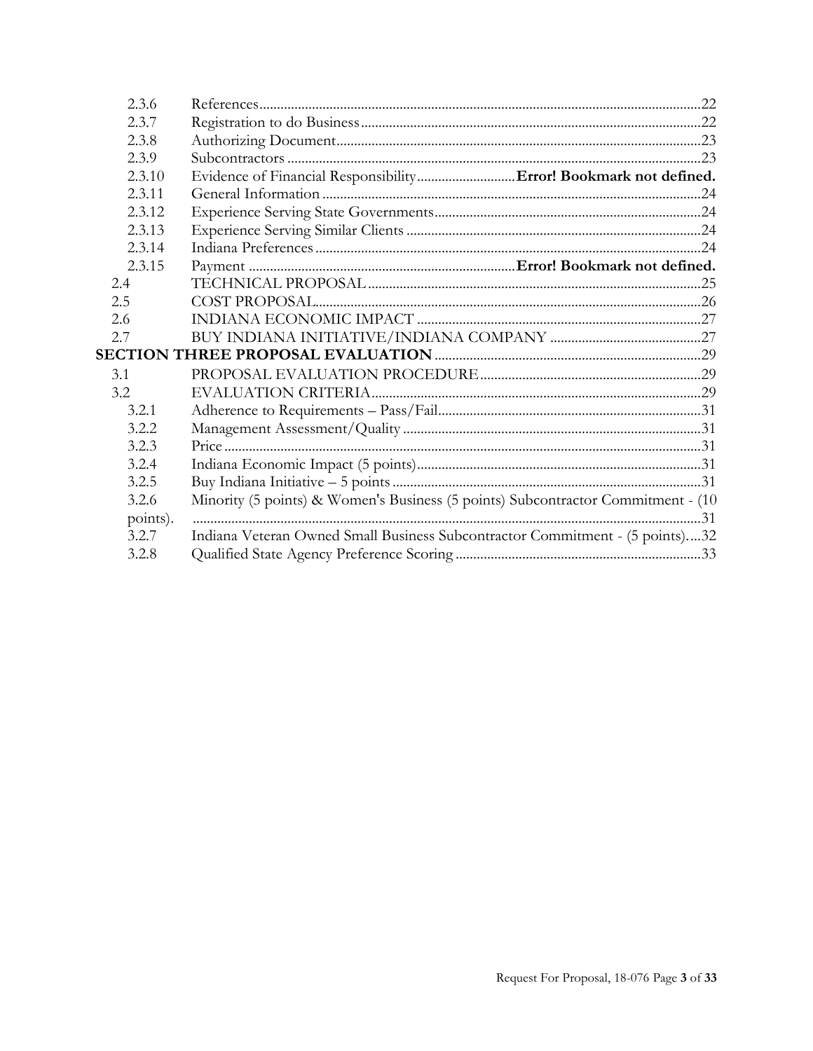| | | |
|---|---|---|
| 2.3.6 | References | 22 |
| 2.3.7 | Registration to do Business | 22 |
| 2.3.8 | Authorizing Document | 23 |
| 2.3.9 | Subcontractors | 23 |
| 2.3.10 | Evidence of Financial Responsibility | **Error! Bookmark not defined.** |
| 2.3.11 | General Information | 24 |
| 2.3.12 | Experience Serving State Governments | 24 |
| 2.3.13 | Experience Serving Similar Clients | 24 |
| 2.3.14 | Indiana Preferences | 24 |
| 2.3.15 | Payment | **Error! Bookmark not defined.** |
| 2.4 | TECHNICAL PROPOSAL | 25 |
| 2.5 | COST PROPOSAL | 26 |
| 2.6 | INDIANA ECONOMIC IMPACT | 27 |
| 2.7 | BUY INDIANA INITIATIVE/INDIANA COMPANY | 27 |
| **SECTION THREE PROPOSAL EVALUATION** | | 29 |
| 3.1 | PROPOSAL EVALUATION PROCEDURE | 29 |
| 3.2 | EVALUATION CRITERIA | 29 |
| 3.2.1 | Adherence to Requirements – Pass/Fail | 31 |
| 3.2.2 | Management Assessment/Quality | 31 |
| 3.2.3 | Price | 31 |
| 3.2.4 | Indiana Economic Impact (5 points) | 31 |
| 3.2.5 | Buy Indiana Initiative – 5 points | 31 |
| 3.2.6 | Minority (5 points) & Women's Business (5 points) Subcontractor Commitment - (10 points). | 31 |
| 3.2.7 | Indiana Veteran Owned Small Business Subcontractor Commitment - (5 points). | 32 |
| 3.2.8 | Qualified State Agency Preference Scoring | 33 |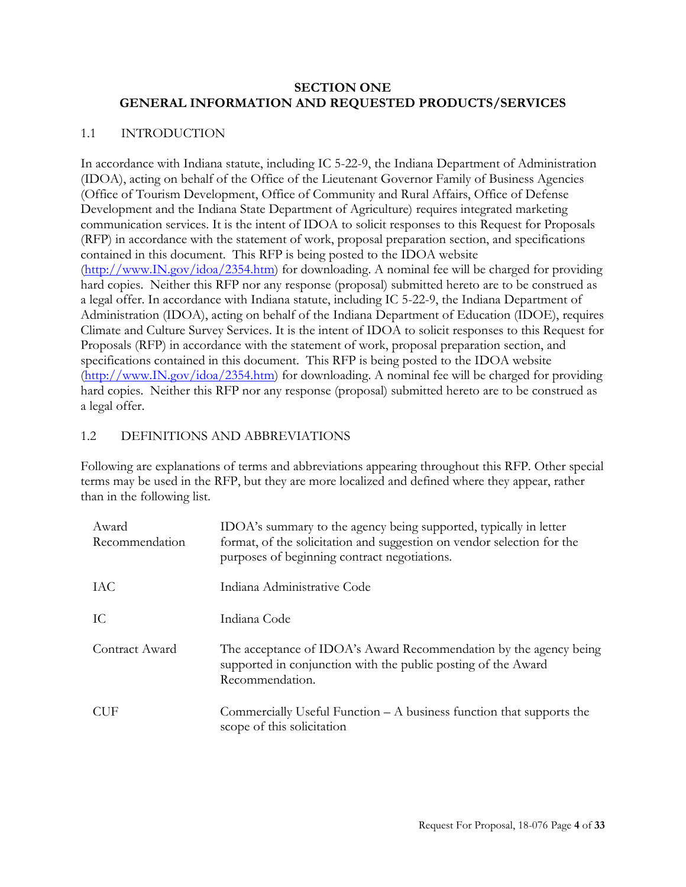## SECTION ONE
## GENERAL INFORMATION AND REQUESTED PRODUCTS/SERVICES

### 1.1 INTRODUCTION

In accordance with Indiana statute, including IC 5-22-9, the Indiana Department of Administration (IDOA), acting on behalf of the Office of the Lieutenant Governor Family of Business Agencies (Office of Tourism Development, Office of Community and Rural Affairs, Office of Defense Development and the Indiana State Department of Agriculture) requires integrated marketing communication services. It is the intent of IDOA to solicit responses to this Request for Proposals (RFP) in accordance with the statement of work, proposal preparation section, and specifications contained in this document. This RFP is being posted to the IDOA website (http://www.IN.gov/idoa/2354.htm) for downloading. A nominal fee will be charged for providing hard copies. Neither this RFP nor any response (proposal) submitted hereto are to be construed as a legal offer. In accordance with Indiana statute, including IC 5-22-9, the Indiana Department of Administration (IDOA), acting on behalf of the Indiana Department of Education (IDOE), requires Climate and Culture Survey Services. It is the intent of IDOA to solicit responses to this Request for Proposals (RFP) in accordance with the statement of work, proposal preparation section, and specifications contained in this document. This RFP is being posted to the IDOA website (http://www.IN.gov/idoa/2354.htm) for downloading. A nominal fee will be charged for providing hard copies. Neither this RFP nor any response (proposal) submitted hereto are to be construed as a legal offer.

### 1.2 DEFINITIONS AND ABBREVIATIONS

Following are explanations of terms and abbreviations appearing throughout this RFP. Other special terms may be used in the RFP, but they are more localized and defined where they appear, rather than in the following list.

| Term | Definition |
|---|---|
| Award Recommendation | IDOA's summary to the agency being supported, typically in letter format, of the solicitation and suggestion on vendor selection for the purposes of beginning contract negotiations. |
| IAC | Indiana Administrative Code |
| IC | Indiana Code |
| Contract Award | The acceptance of IDOA's Award Recommendation by the agency being supported in conjunction with the public posting of the Award Recommendation. |
| CUF | Commercially Useful Function – A business function that supports the scope of this solicitation |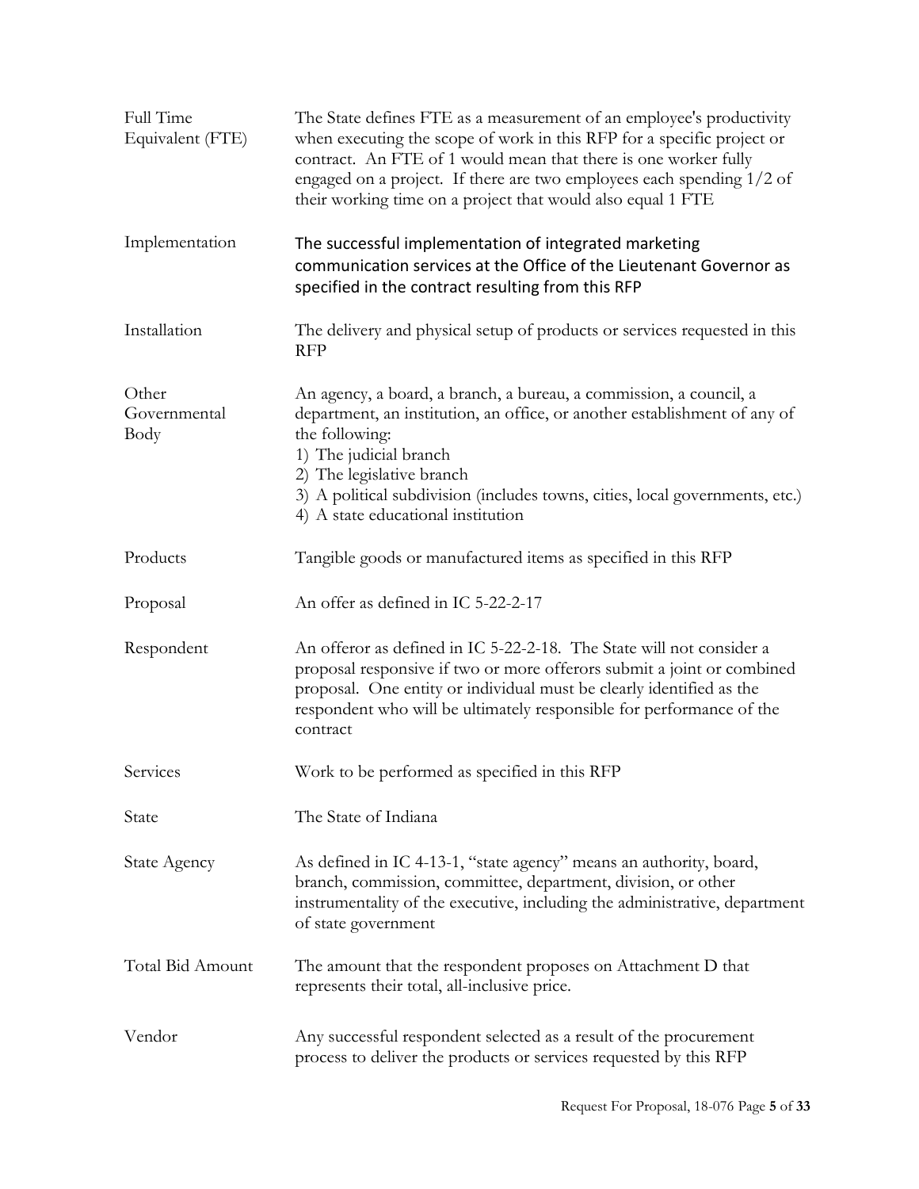| | |
|---|---|
| Full Time Equivalent (FTE) | The State defines FTE as a measurement of an employee's productivity when executing the scope of work in this RFP for a specific project or contract. An FTE of 1 would mean that there is one worker fully engaged on a project. If there are two employees each spending 1/2 of their working time on a project that would also equal 1 FTE |
| Implementation | The successful implementation of integrated marketing communication services at the Office of the Lieutenant Governor as specified in the contract resulting from this RFP |
| Installation | The delivery and physical setup of products or services requested in this RFP |
| Other Governmental Body | An agency, a board, a branch, a bureau, a commission, a council, a department, an institution, an office, or another establishment of any of the following:<br>1) The judicial branch<br>2) The legislative branch<br>3) A political subdivision (includes towns, cities, local governments, etc.)<br>4) A state educational institution |
| Products | Tangible goods or manufactured items as specified in this RFP |
| Proposal | An offer as defined in IC 5-22-2-17 |
| Respondent | An offeror as defined in IC 5-22-2-18. The State will not consider a proposal responsive if two or more offerors submit a joint or combined proposal. One entity or individual must be clearly identified as the respondent who will be ultimately responsible for performance of the contract |
| Services | Work to be performed as specified in this RFP |
| State | The State of Indiana |
| State Agency | As defined in IC 4-13-1, "state agency" means an authority, board, branch, commission, committee, department, division, or other instrumentality of the executive, including the administrative, department of state government |
| Total Bid Amount | The amount that the respondent proposes on Attachment D that represents their total, all-inclusive price. |
| Vendor | Any successful respondent selected as a result of the procurement process to deliver the products or services requested by this RFP |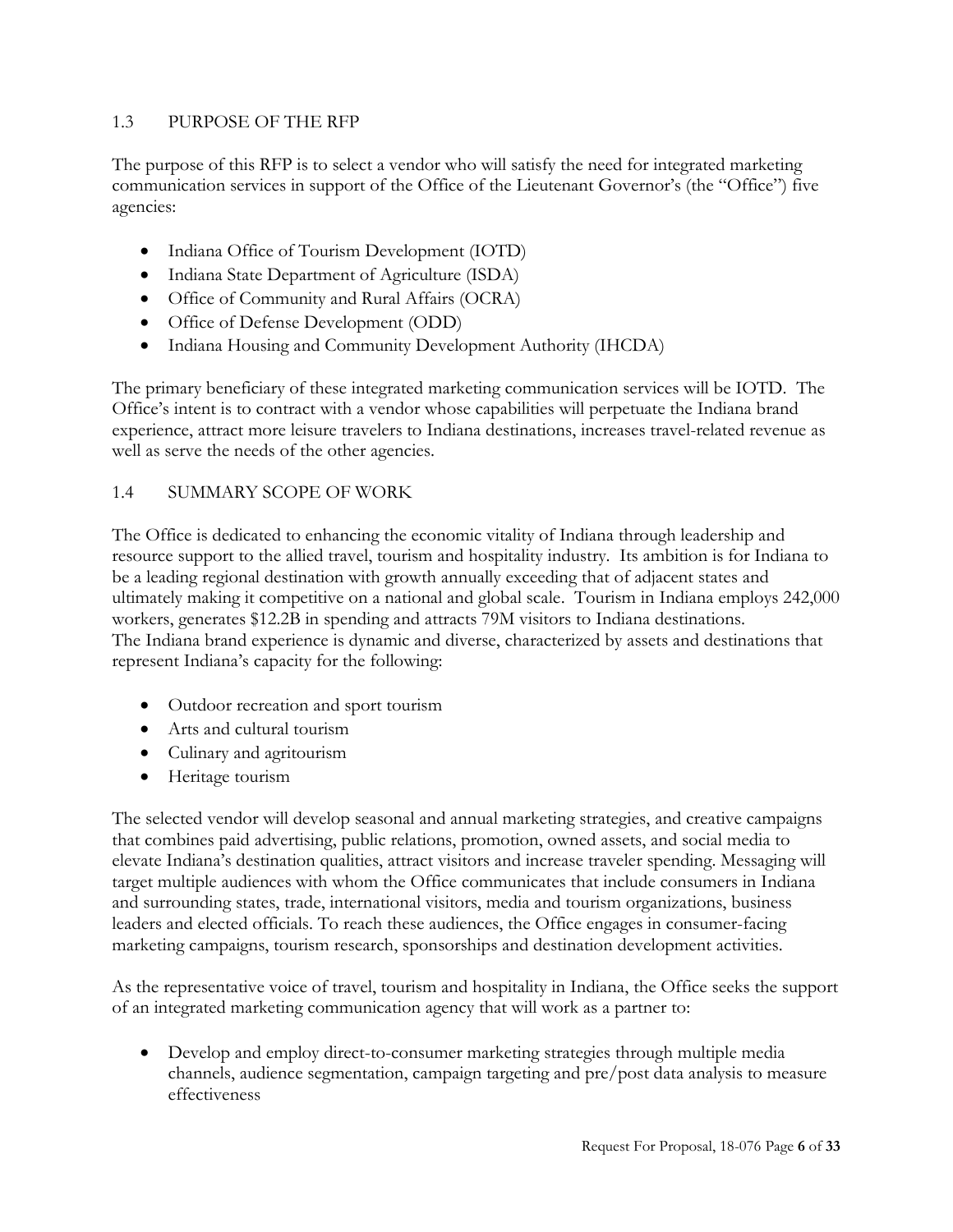## 1.3 PURPOSE OF THE RFP

The purpose of this RFP is to select a vendor who will satisfy the need for integrated marketing communication services in support of the Office of the Lieutenant Governor's (the "Office") five agencies:

- Indiana Office of Tourism Development (IOTD)
- Indiana State Department of Agriculture (ISDA)
- Office of Community and Rural Affairs (OCRA)
- Office of Defense Development (ODD)
- Indiana Housing and Community Development Authority (IHCDA)

The primary beneficiary of these integrated marketing communication services will be IOTD. The Office's intent is to contract with a vendor whose capabilities will perpetuate the Indiana brand experience, attract more leisure travelers to Indiana destinations, increases travel-related revenue as well as serve the needs of the other agencies.

## 1.4 SUMMARY SCOPE OF WORK

The Office is dedicated to enhancing the economic vitality of Indiana through leadership and resource support to the allied travel, tourism and hospitality industry. Its ambition is for Indiana to be a leading regional destination with growth annually exceeding that of adjacent states and ultimately making it competitive on a national and global scale. Tourism in Indiana employs 242,000 workers, generates $12.2B in spending and attracts 79M visitors to Indiana destinations.
The Indiana brand experience is dynamic and diverse, characterized by assets and destinations that represent Indiana's capacity for the following:

- Outdoor recreation and sport tourism
- Arts and cultural tourism
- Culinary and agritourism
- Heritage tourism

The selected vendor will develop seasonal and annual marketing strategies, and creative campaigns that combines paid advertising, public relations, promotion, owned assets, and social media to elevate Indiana's destination qualities, attract visitors and increase traveler spending. Messaging will target multiple audiences with whom the Office communicates that include consumers in Indiana and surrounding states, trade, international visitors, media and tourism organizations, business leaders and elected officials. To reach these audiences, the Office engages in consumer-facing marketing campaigns, tourism research, sponsorships and destination development activities.

As the representative voice of travel, tourism and hospitality in Indiana, the Office seeks the support of an integrated marketing communication agency that will work as a partner to:

- Develop and employ direct-to-consumer marketing strategies through multiple media channels, audience segmentation, campaign targeting and pre/post data analysis to measure effectiveness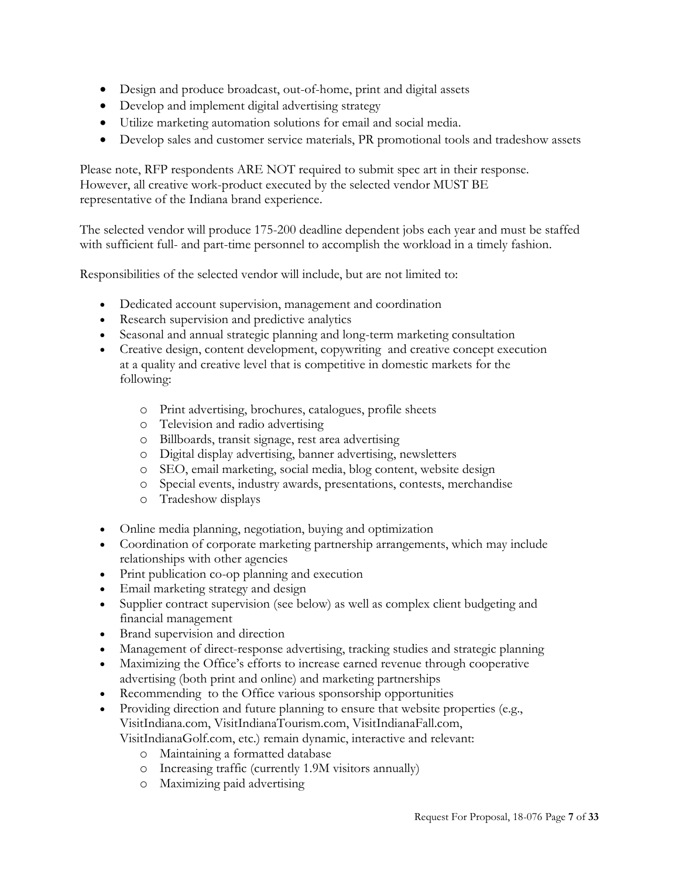- Design and produce broadcast, out-of-home, print and digital assets
- Develop and implement digital advertising strategy
- Utilize marketing automation solutions for email and social media.
- Develop sales and customer service materials, PR promotional tools and tradeshow assets

Please note, RFP respondents ARE NOT required to submit spec art in their response. However, all creative work-product executed by the selected vendor MUST BE representative of the Indiana brand experience.

The selected vendor will produce 175-200 deadline dependent jobs each year and must be staffed with sufficient full- and part-time personnel to accomplish the workload in a timely fashion.

Responsibilities of the selected vendor will include, but are not limited to:

- Dedicated account supervision, management and coordination
- Research supervision and predictive analytics
- Seasonal and annual strategic planning and long-term marketing consultation
- Creative design, content development, copywriting and creative concept execution at a quality and creative level that is competitive in domestic markets for the following:
  - Print advertising, brochures, catalogues, profile sheets
  - Television and radio advertising
  - Billboards, transit signage, rest area advertising
  - Digital display advertising, banner advertising, newsletters
  - SEO, email marketing, social media, blog content, website design
  - Special events, industry awards, presentations, contests, merchandise
  - Tradeshow displays
- Online media planning, negotiation, buying and optimization
- Coordination of corporate marketing partnership arrangements, which may include relationships with other agencies
- Print publication co-op planning and execution
- Email marketing strategy and design
- Supplier contract supervision (see below) as well as complex client budgeting and financial management
- Brand supervision and direction
- Management of direct-response advertising, tracking studies and strategic planning
- Maximizing the Office's efforts to increase earned revenue through cooperative advertising (both print and online) and marketing partnerships
- Recommending to the Office various sponsorship opportunities
- Providing direction and future planning to ensure that website properties (e.g., VisitIndiana.com, VisitIndianaTourism.com, VisitIndianaFall.com, VisitIndianaGolf.com, etc.) remain dynamic, interactive and relevant:
  - Maintaining a formatted database
  - Increasing traffic (currently 1.9M visitors annually)
  - Maximizing paid advertising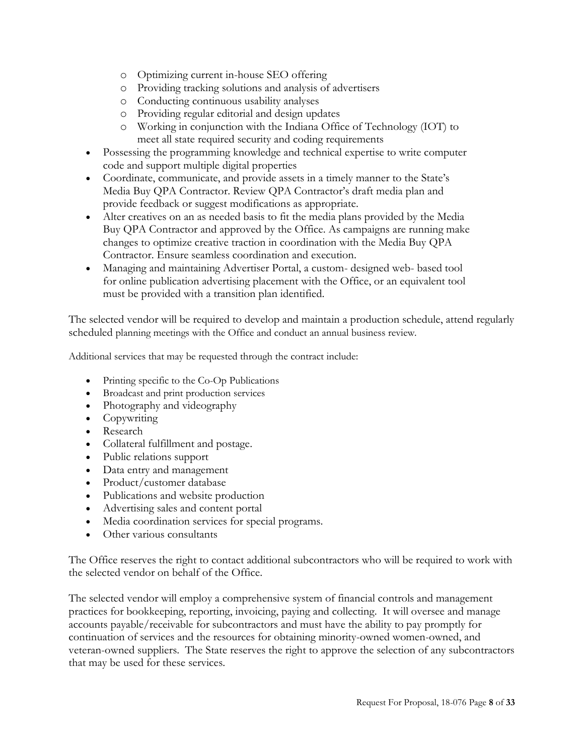- Optimizing current in-house SEO offering
    - Providing tracking solutions and analysis of advertisers
    - Conducting continuous usability analyses
    - Providing regular editorial and design updates
    - Working in conjunction with the Indiana Office of Technology (IOT) to meet all state required security and coding requirements
- Possessing the programming knowledge and technical expertise to write computer code and support multiple digital properties
- Coordinate, communicate, and provide assets in a timely manner to the State's Media Buy QPA Contractor. Review QPA Contractor's draft media plan and provide feedback or suggest modifications as appropriate.
- Alter creatives on an as needed basis to fit the media plans provided by the Media Buy QPA Contractor and approved by the Office. As campaigns are running make changes to optimize creative traction in coordination with the Media Buy QPA Contractor. Ensure seamless coordination and execution.
- Managing and maintaining Advertiser Portal, a custom- designed web- based tool for online publication advertising placement with the Office, or an equivalent tool must be provided with a transition plan identified.

The selected vendor will be required to develop and maintain a production schedule, attend regularly scheduled planning meetings with the Office and conduct an annual business review.

Additional services that may be requested through the contract include:

- Printing specific to the Co-Op Publications
- Broadcast and print production services
- Photography and videography
- Copywriting
- Research
- Collateral fulfillment and postage.
- Public relations support
- Data entry and management
- Product/customer database
- Publications and website production
- Advertising sales and content portal
- Media coordination services for special programs.
- Other various consultants

The Office reserves the right to contact additional subcontractors who will be required to work with the selected vendor on behalf of the Office.

The selected vendor will employ a comprehensive system of financial controls and management practices for bookkeeping, reporting, invoicing, paying and collecting. It will oversee and manage accounts payable/receivable for subcontractors and must have the ability to pay promptly for continuation of services and the resources for obtaining minority-owned women-owned, and veteran-owned suppliers. The State reserves the right to approve the selection of any subcontractors that may be used for these services.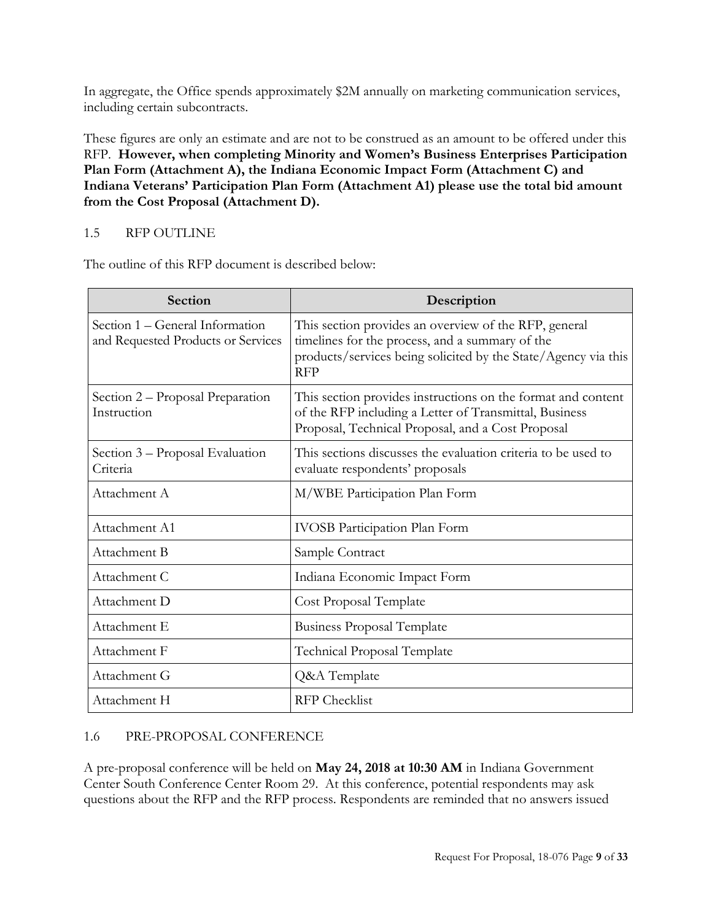In aggregate, the Office spends approximately $2M annually on marketing communication services, including certain subcontracts.

These figures are only an estimate and are not to be construed as an amount to be offered under this RFP. **However, when completing Minority and Women's Business Enterprises Participation Plan Form (Attachment A), the Indiana Economic Impact Form (Attachment C) and Indiana Veterans' Participation Plan Form (Attachment A1) please use the total bid amount from the Cost Proposal (Attachment D).**

## 1.5 RFP OUTLINE

The outline of this RFP document is described below:

| Section | Description |
| --- | --- |
| Section 1 – General Information and Requested Products or Services | This section provides an overview of the RFP, general timelines for the process, and a summary of the products/services being solicited by the State/Agency via this RFP |
| Section 2 – Proposal Preparation Instruction | This section provides instructions on the format and content of the RFP including a Letter of Transmittal, Business Proposal, Technical Proposal, and a Cost Proposal |
| Section 3 – Proposal Evaluation Criteria | This sections discusses the evaluation criteria to be used to evaluate respondents' proposals |
| Attachment A | M/WBE Participation Plan Form |
| Attachment A1 | IVOSB Participation Plan Form |
| Attachment B | Sample Contract |
| Attachment C | Indiana Economic Impact Form |
| Attachment D | Cost Proposal Template |
| Attachment E | Business Proposal Template |
| Attachment F | Technical Proposal Template |
| Attachment G | Q&A Template |
| Attachment H | RFP Checklist |

## 1.6 PRE-PROPOSAL CONFERENCE

A pre-proposal conference will be held on **May 24, 2018 at 10:30 AM** in Indiana Government Center South Conference Center Room 29. At this conference, potential respondents may ask questions about the RFP and the RFP process. Respondents are reminded that no answers issued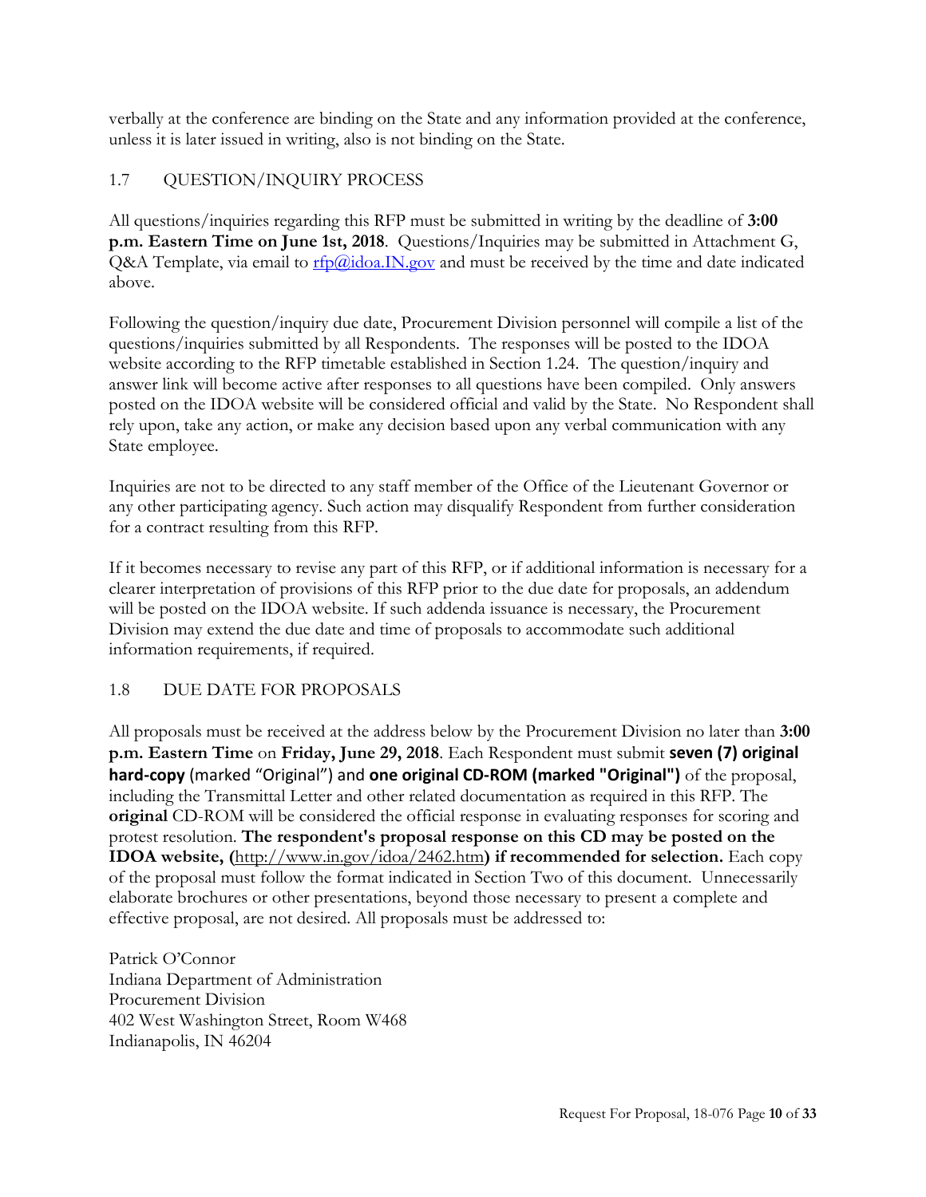verbally at the conference are binding on the State and any information provided at the conference, unless it is later issued in writing, also is not binding on the State.

## 1.7 QUESTION/INQUIRY PROCESS

All questions/inquiries regarding this RFP must be submitted in writing by the deadline of **3:00 p.m. Eastern Time on June 1st, 2018**. Questions/Inquiries may be submitted in Attachment G, Q&A Template, via email to rfp@idoa.IN.gov and must be received by the time and date indicated above.

Following the question/inquiry due date, Procurement Division personnel will compile a list of the questions/inquiries submitted by all Respondents. The responses will be posted to the IDOA website according to the RFP timetable established in Section 1.24. The question/inquiry and answer link will become active after responses to all questions have been compiled. Only answers posted on the IDOA website will be considered official and valid by the State. No Respondent shall rely upon, take any action, or make any decision based upon any verbal communication with any State employee.

Inquiries are not to be directed to any staff member of the Office of the Lieutenant Governor or any other participating agency. Such action may disqualify Respondent from further consideration for a contract resulting from this RFP.

If it becomes necessary to revise any part of this RFP, or if additional information is necessary for a clearer interpretation of provisions of this RFP prior to the due date for proposals, an addendum will be posted on the IDOA website. If such addenda issuance is necessary, the Procurement Division may extend the due date and time of proposals to accommodate such additional information requirements, if required.

## 1.8 DUE DATE FOR PROPOSALS

All proposals must be received at the address below by the Procurement Division no later than **3:00 p.m. Eastern Time** on **Friday, June 29, 2018**. Each Respondent must submit **seven (7) original hard-copy** (marked "Original") and **one original CD-ROM (marked "Original")** of the proposal, including the Transmittal Letter and other related documentation as required in this RFP. The **original** CD-ROM will be considered the official response in evaluating responses for scoring and protest resolution. **The respondent's proposal response on this CD may be posted on the IDOA website, (**http://www.in.gov/idoa/2462.htm**) if recommended for selection.** Each copy of the proposal must follow the format indicated in Section Two of this document. Unnecessarily elaborate brochures or other presentations, beyond those necessary to present a complete and effective proposal, are not desired. All proposals must be addressed to:

Patrick O'Connor
Indiana Department of Administration
Procurement Division
402 West Washington Street, Room W468
Indianapolis, IN 46204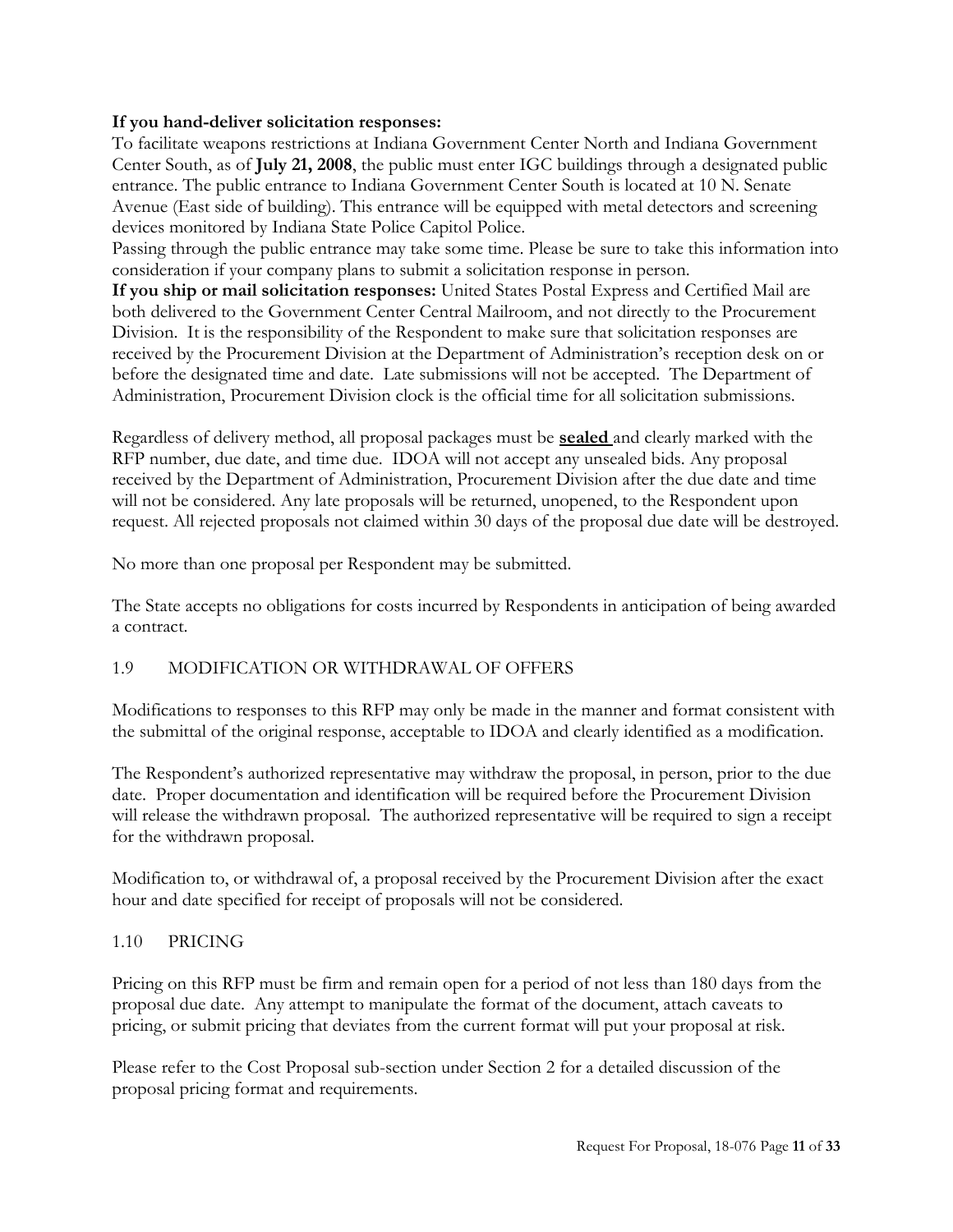**If you hand-deliver solicitation responses:**
To facilitate weapons restrictions at Indiana Government Center North and Indiana Government Center South, as of **July 21, 2008**, the public must enter IGC buildings through a designated public entrance. The public entrance to Indiana Government Center South is located at 10 N. Senate Avenue (East side of building). This entrance will be equipped with metal detectors and screening devices monitored by Indiana State Police Capitol Police.
Passing through the public entrance may take some time. Please be sure to take this information into consideration if your company plans to submit a solicitation response in person.
**If you ship or mail solicitation responses:** United States Postal Express and Certified Mail are both delivered to the Government Center Central Mailroom, and not directly to the Procurement Division. It is the responsibility of the Respondent to make sure that solicitation responses are received by the Procurement Division at the Department of Administration's reception desk on or before the designated time and date. Late submissions will not be accepted. The Department of Administration, Procurement Division clock is the official time for all solicitation submissions.

Regardless of delivery method, all proposal packages must be **sealed** and clearly marked with the RFP number, due date, and time due. IDOA will not accept any unsealed bids. Any proposal received by the Department of Administration, Procurement Division after the due date and time will not be considered. Any late proposals will be returned, unopened, to the Respondent upon request. All rejected proposals not claimed within 30 days of the proposal due date will be destroyed.

No more than one proposal per Respondent may be submitted.

The State accepts no obligations for costs incurred by Respondents in anticipation of being awarded a contract.

## 1.9 MODIFICATION OR WITHDRAWAL OF OFFERS

Modifications to responses to this RFP may only be made in the manner and format consistent with the submittal of the original response, acceptable to IDOA and clearly identified as a modification.

The Respondent's authorized representative may withdraw the proposal, in person, prior to the due date. Proper documentation and identification will be required before the Procurement Division will release the withdrawn proposal. The authorized representative will be required to sign a receipt for the withdrawn proposal.

Modification to, or withdrawal of, a proposal received by the Procurement Division after the exact hour and date specified for receipt of proposals will not be considered.

## 1.10 PRICING

Pricing on this RFP must be firm and remain open for a period of not less than 180 days from the proposal due date. Any attempt to manipulate the format of the document, attach caveats to pricing, or submit pricing that deviates from the current format will put your proposal at risk.

Please refer to the Cost Proposal sub-section under Section 2 for a detailed discussion of the proposal pricing format and requirements.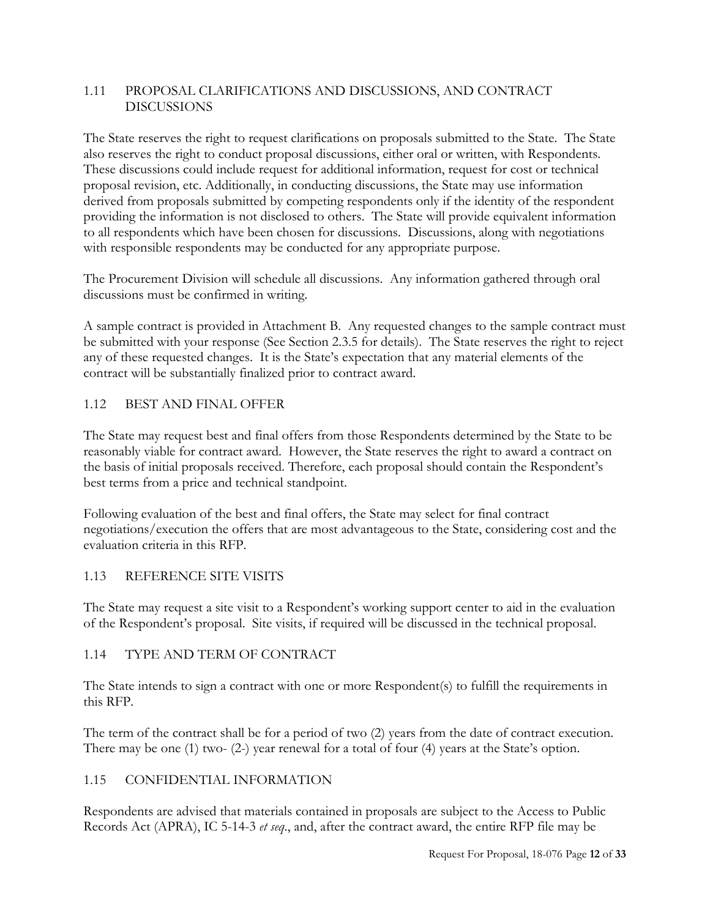## 1.11 PROPOSAL CLARIFICATIONS AND DISCUSSIONS, AND CONTRACT DISCUSSIONS

The State reserves the right to request clarifications on proposals submitted to the State. The State also reserves the right to conduct proposal discussions, either oral or written, with Respondents. These discussions could include request for additional information, request for cost or technical proposal revision, etc. Additionally, in conducting discussions, the State may use information derived from proposals submitted by competing respondents only if the identity of the respondent providing the information is not disclosed to others. The State will provide equivalent information to all respondents which have been chosen for discussions. Discussions, along with negotiations with responsible respondents may be conducted for any appropriate purpose.

The Procurement Division will schedule all discussions. Any information gathered through oral discussions must be confirmed in writing.

A sample contract is provided in Attachment B. Any requested changes to the sample contract must be submitted with your response (See Section 2.3.5 for details). The State reserves the right to reject any of these requested changes. It is the State's expectation that any material elements of the contract will be substantially finalized prior to contract award.

## 1.12 BEST AND FINAL OFFER

The State may request best and final offers from those Respondents determined by the State to be reasonably viable for contract award. However, the State reserves the right to award a contract on the basis of initial proposals received. Therefore, each proposal should contain the Respondent's best terms from a price and technical standpoint.

Following evaluation of the best and final offers, the State may select for final contract negotiations/execution the offers that are most advantageous to the State, considering cost and the evaluation criteria in this RFP.

## 1.13 REFERENCE SITE VISITS

The State may request a site visit to a Respondent's working support center to aid in the evaluation of the Respondent's proposal. Site visits, if required will be discussed in the technical proposal.

## 1.14 TYPE AND TERM OF CONTRACT

The State intends to sign a contract with one or more Respondent(s) to fulfill the requirements in this RFP.

The term of the contract shall be for a period of two (2) years from the date of contract execution. There may be one (1) two- (2-) year renewal for a total of four (4) years at the State's option.

## 1.15 CONFIDENTIAL INFORMATION

Respondents are advised that materials contained in proposals are subject to the Access to Public Records Act (APRA), IC 5-14-3 *et seq*., and, after the contract award, the entire RFP file may be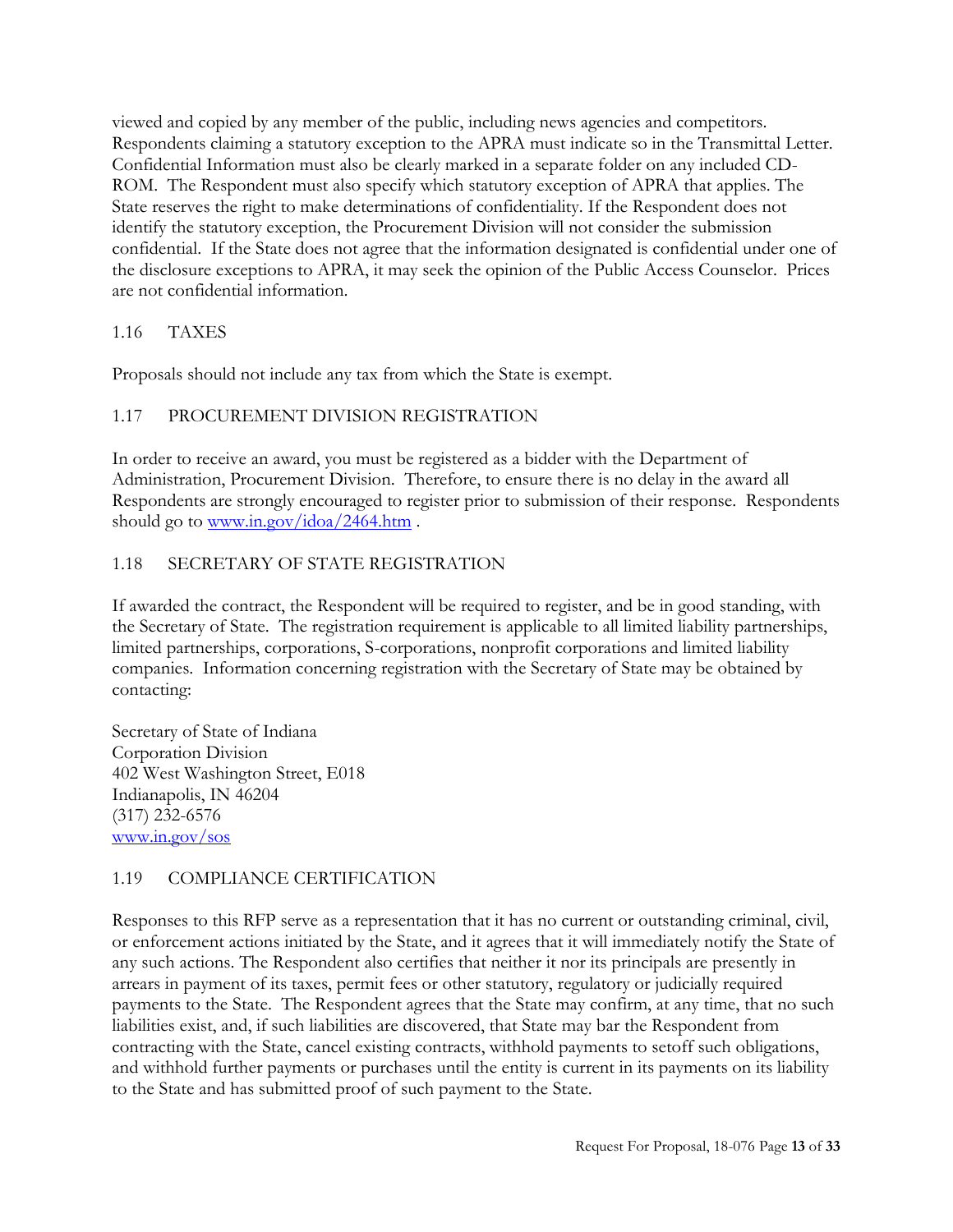viewed and copied by any member of the public, including news agencies and competitors. Respondents claiming a statutory exception to the APRA must indicate so in the Transmittal Letter. Confidential Information must also be clearly marked in a separate folder on any included CD-ROM. The Respondent must also specify which statutory exception of APRA that applies. The State reserves the right to make determinations of confidentiality. If the Respondent does not identify the statutory exception, the Procurement Division will not consider the submission confidential. If the State does not agree that the information designated is confidential under one of the disclosure exceptions to APRA, it may seek the opinion of the Public Access Counselor. Prices are not confidential information.

## 1.16 TAXES

Proposals should not include any tax from which the State is exempt.

## 1.17 PROCUREMENT DIVISION REGISTRATION

In order to receive an award, you must be registered as a bidder with the Department of Administration, Procurement Division. Therefore, to ensure there is no delay in the award all Respondents are strongly encouraged to register prior to submission of their response. Respondents should go to [www.in.gov/idoa/2464.htm](www.in.gov/idoa/2464.htm) .

## 1.18 SECRETARY OF STATE REGISTRATION

If awarded the contract, the Respondent will be required to register, and be in good standing, with the Secretary of State. The registration requirement is applicable to all limited liability partnerships, limited partnerships, corporations, S-corporations, nonprofit corporations and limited liability companies. Information concerning registration with the Secretary of State may be obtained by contacting:

Secretary of State of Indiana
Corporation Division
402 West Washington Street, E018
Indianapolis, IN 46204
(317) 232-6576
[www.in.gov/sos](www.in.gov/sos)

## 1.19 COMPLIANCE CERTIFICATION

Responses to this RFP serve as a representation that it has no current or outstanding criminal, civil, or enforcement actions initiated by the State, and it agrees that it will immediately notify the State of any such actions. The Respondent also certifies that neither it nor its principals are presently in arrears in payment of its taxes, permit fees or other statutory, regulatory or judicially required payments to the State. The Respondent agrees that the State may confirm, at any time, that no such liabilities exist, and, if such liabilities are discovered, that State may bar the Respondent from contracting with the State, cancel existing contracts, withhold payments to setoff such obligations, and withhold further payments or purchases until the entity is current in its payments on its liability to the State and has submitted proof of such payment to the State.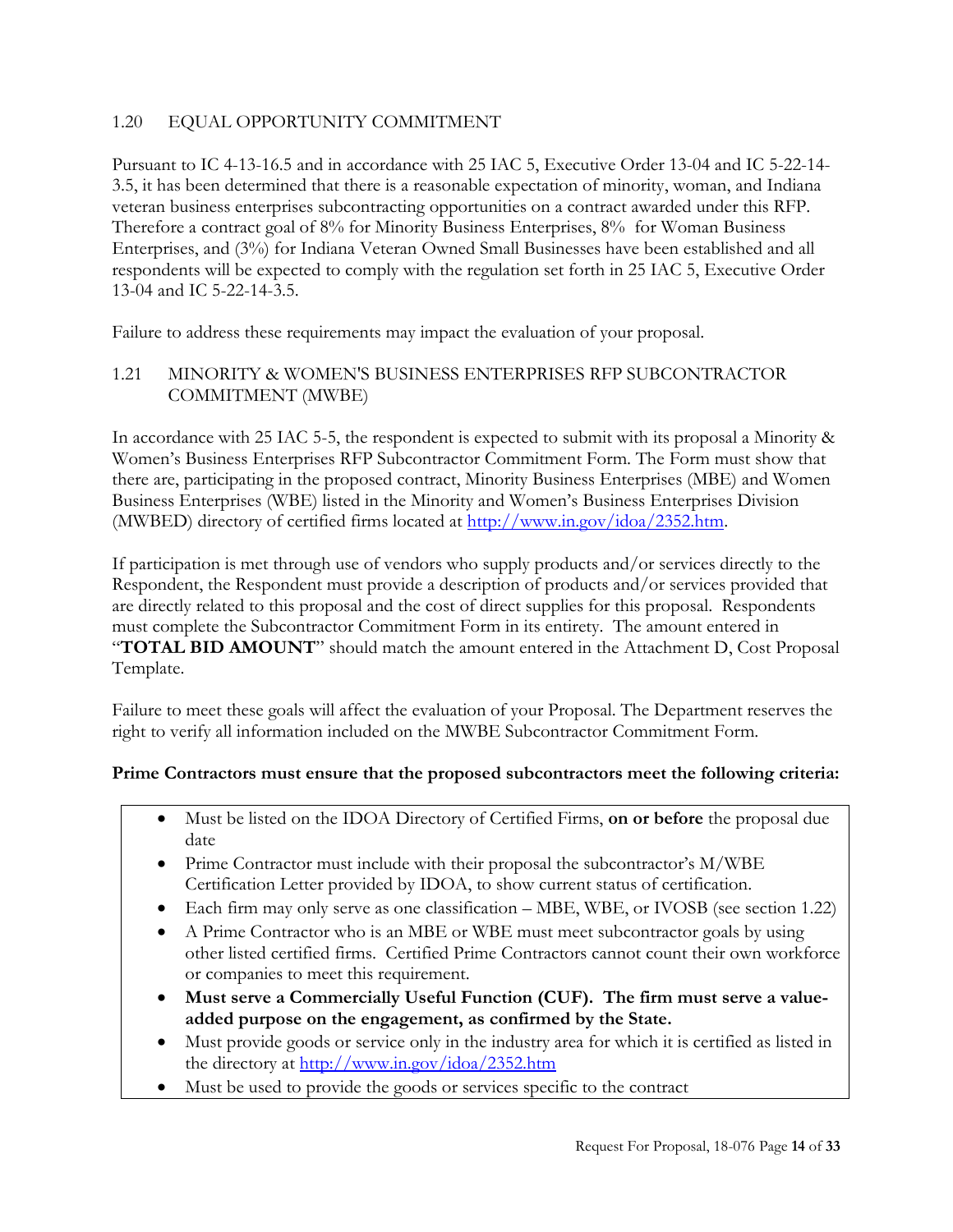## 1.20 EQUAL OPPORTUNITY COMMITMENT

Pursuant to IC 4-13-16.5 and in accordance with 25 IAC 5, Executive Order 13-04 and IC 5-22-14-3.5, it has been determined that there is a reasonable expectation of minority, woman, and Indiana veteran business enterprises subcontracting opportunities on a contract awarded under this RFP. Therefore a contract goal of 8% for Minority Business Enterprises, 8% for Woman Business Enterprises, and (3%) for Indiana Veteran Owned Small Businesses have been established and all respondents will be expected to comply with the regulation set forth in 25 IAC 5, Executive Order 13-04 and IC 5-22-14-3.5.

Failure to address these requirements may impact the evaluation of your proposal.

## 1.21 MINORITY & WOMEN'S BUSINESS ENTERPRISES RFP SUBCONTRACTOR COMMITMENT (MWBE)

In accordance with 25 IAC 5-5, the respondent is expected to submit with its proposal a Minority & Women's Business Enterprises RFP Subcontractor Commitment Form. The Form must show that there are, participating in the proposed contract, Minority Business Enterprises (MBE) and Women Business Enterprises (WBE) listed in the Minority and Women's Business Enterprises Division (MWBED) directory of certified firms located at http://www.in.gov/idoa/2352.htm.

If participation is met through use of vendors who supply products and/or services directly to the Respondent, the Respondent must provide a description of products and/or services provided that are directly related to this proposal and the cost of direct supplies for this proposal. Respondents must complete the Subcontractor Commitment Form in its entirety. The amount entered in "**TOTAL BID AMOUNT**" should match the amount entered in the Attachment D, Cost Proposal Template.

Failure to meet these goals will affect the evaluation of your Proposal. The Department reserves the right to verify all information included on the MWBE Subcontractor Commitment Form.

**Prime Contractors must ensure that the proposed subcontractors meet the following criteria:**

- Must be listed on the IDOA Directory of Certified Firms, **on or before** the proposal due date
- Prime Contractor must include with their proposal the subcontractor's M/WBE Certification Letter provided by IDOA, to show current status of certification.
- Each firm may only serve as one classification – MBE, WBE, or IVOSB (see section 1.22)
- A Prime Contractor who is an MBE or WBE must meet subcontractor goals by using other listed certified firms. Certified Prime Contractors cannot count their own workforce or companies to meet this requirement.
- **Must serve a Commercially Useful Function (CUF). The firm must serve a value-added purpose on the engagement, as confirmed by the State.**
- Must provide goods or service only in the industry area for which it is certified as listed in the directory at http://www.in.gov/idoa/2352.htm
- Must be used to provide the goods or services specific to the contract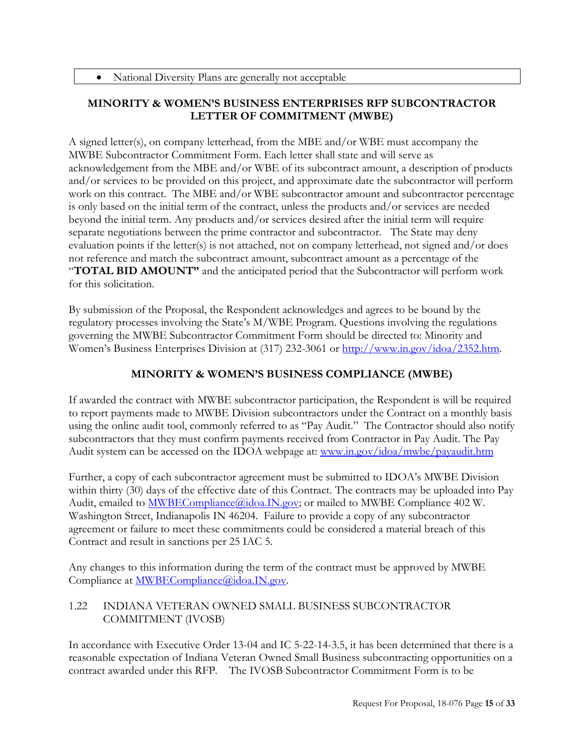- National Diversity Plans are generally not acceptable

**MINORITY & WOMEN'S BUSINESS ENTERPRISES RFP SUBCONTRACTOR LETTER OF COMMITMENT (MWBE)**

A signed letter(s), on company letterhead, from the MBE and/or WBE must accompany the MWBE Subcontractor Commitment Form. Each letter shall state and will serve as acknowledgement from the MBE and/or WBE of its subcontract amount, a description of products and/or services to be provided on this project, and approximate date the subcontractor will perform work on this contract. The MBE and/or WBE subcontractor amount and subcontractor percentage is only based on the initial term of the contract, unless the products and/or services are needed beyond the initial term. Any products and/or services desired after the initial term will require separate negotiations between the prime contractor and subcontractor. The State may deny evaluation points if the letter(s) is not attached, not on company letterhead, not signed and/or does not reference and match the subcontract amount, subcontract amount as a percentage of the "**TOTAL BID AMOUNT"** and the anticipated period that the Subcontractor will perform work for this solicitation.

By submission of the Proposal, the Respondent acknowledges and agrees to be bound by the regulatory processes involving the State's M/WBE Program. Questions involving the regulations governing the MWBE Subcontractor Commitment Form should be directed to: Minority and Women's Business Enterprises Division at (317) 232-3061 or http://www.in.gov/idoa/2352.htm.

**MINORITY & WOMEN'S BUSINESS COMPLIANCE (MWBE)**

If awarded the contract with MWBE subcontractor participation, the Respondent is will be required to report payments made to MWBE Division subcontractors under the Contract on a monthly basis using the online audit tool, commonly referred to as "Pay Audit." The Contractor should also notify subcontractors that they must confirm payments received from Contractor in Pay Audit. The Pay Audit system can be accessed on the IDOA webpage at: www.in.gov/idoa/mwbe/payaudit.htm

Further, a copy of each subcontractor agreement must be submitted to IDOA's MWBE Division within thirty (30) days of the effective date of this Contract. The contracts may be uploaded into Pay Audit, emailed to MWBECompliance@idoa.IN.gov; or mailed to MWBE Compliance 402 W. Washington Street, Indianapolis IN 46204. Failure to provide a copy of any subcontractor agreement or failure to meet these commitments could be considered a material breach of this Contract and result in sanctions per 25 IAC 5.

Any changes to this information during the term of the contract must be approved by MWBE Compliance at MWBECompliance@idoa.IN.gov.

1.22 INDIANA VETERAN OWNED SMALL BUSINESS SUBCONTRACTOR COMMITMENT (IVOSB)

In accordance with Executive Order 13-04 and IC 5-22-14-3.5, it has been determined that there is a reasonable expectation of Indiana Veteran Owned Small Business subcontracting opportunities on a contract awarded under this RFP. The IVOSB Subcontractor Commitment Form is to be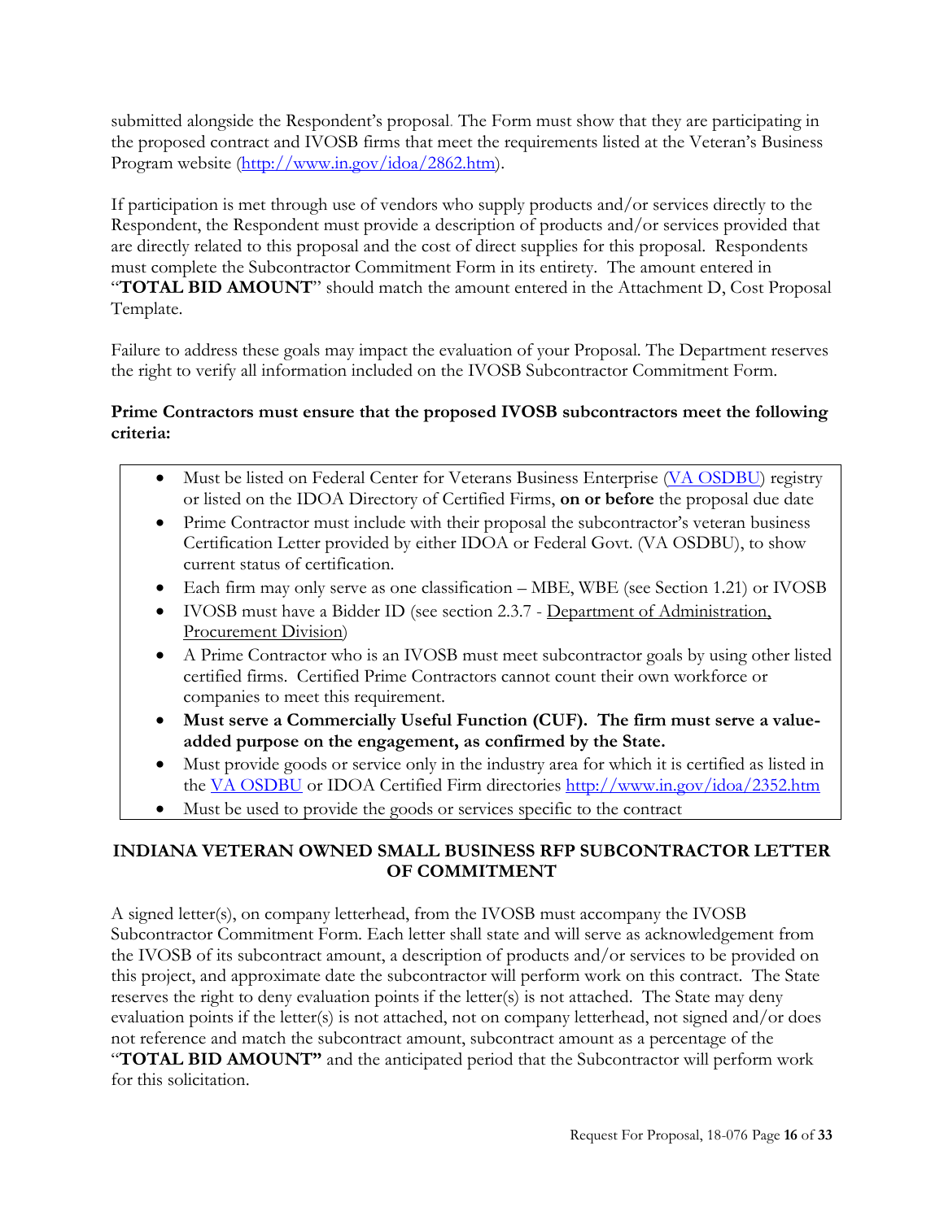submitted alongside the Respondent's proposal. The Form must show that they are participating in the proposed contract and IVOSB firms that meet the requirements listed at the Veteran's Business Program website (http://www.in.gov/idoa/2862.htm).

If participation is met through use of vendors who supply products and/or services directly to the Respondent, the Respondent must provide a description of products and/or services provided that are directly related to this proposal and the cost of direct supplies for this proposal. Respondents must complete the Subcontractor Commitment Form in its entirety. The amount entered in "**TOTAL BID AMOUNT**" should match the amount entered in the Attachment D, Cost Proposal Template.

Failure to address these goals may impact the evaluation of your Proposal. The Department reserves the right to verify all information included on the IVOSB Subcontractor Commitment Form.

**Prime Contractors must ensure that the proposed IVOSB subcontractors meet the following criteria:**

- Must be listed on Federal Center for Veterans Business Enterprise (VA OSDBU) registry or listed on the IDOA Directory of Certified Firms, **on or before** the proposal due date
- Prime Contractor must include with their proposal the subcontractor's veteran business Certification Letter provided by either IDOA or Federal Govt. (VA OSDBU), to show current status of certification.
- Each firm may only serve as one classification – MBE, WBE (see Section 1.21) or IVOSB
- IVOSB must have a Bidder ID (see section 2.3.7 - Department of Administration, Procurement Division)
- A Prime Contractor who is an IVOSB must meet subcontractor goals by using other listed certified firms. Certified Prime Contractors cannot count their own workforce or companies to meet this requirement.
- **Must serve a Commercially Useful Function (CUF). The firm must serve a value-added purpose on the engagement, as confirmed by the State.**
- Must provide goods or service only in the industry area for which it is certified as listed in the VA OSDBU or IDOA Certified Firm directories http://www.in.gov/idoa/2352.htm
- Must be used to provide the goods or services specific to the contract

## INDIANA VETERAN OWNED SMALL BUSINESS RFP SUBCONTRACTOR LETTER OF COMMITMENT

A signed letter(s), on company letterhead, from the IVOSB must accompany the IVOSB Subcontractor Commitment Form. Each letter shall state and will serve as acknowledgement from the IVOSB of its subcontract amount, a description of products and/or services to be provided on this project, and approximate date the subcontractor will perform work on this contract. The State reserves the right to deny evaluation points if the letter(s) is not attached. The State may deny evaluation points if the letter(s) is not attached, not on company letterhead, not signed and/or does not reference and match the subcontract amount, subcontract amount as a percentage of the "**TOTAL BID AMOUNT"** and the anticipated period that the Subcontractor will perform work for this solicitation.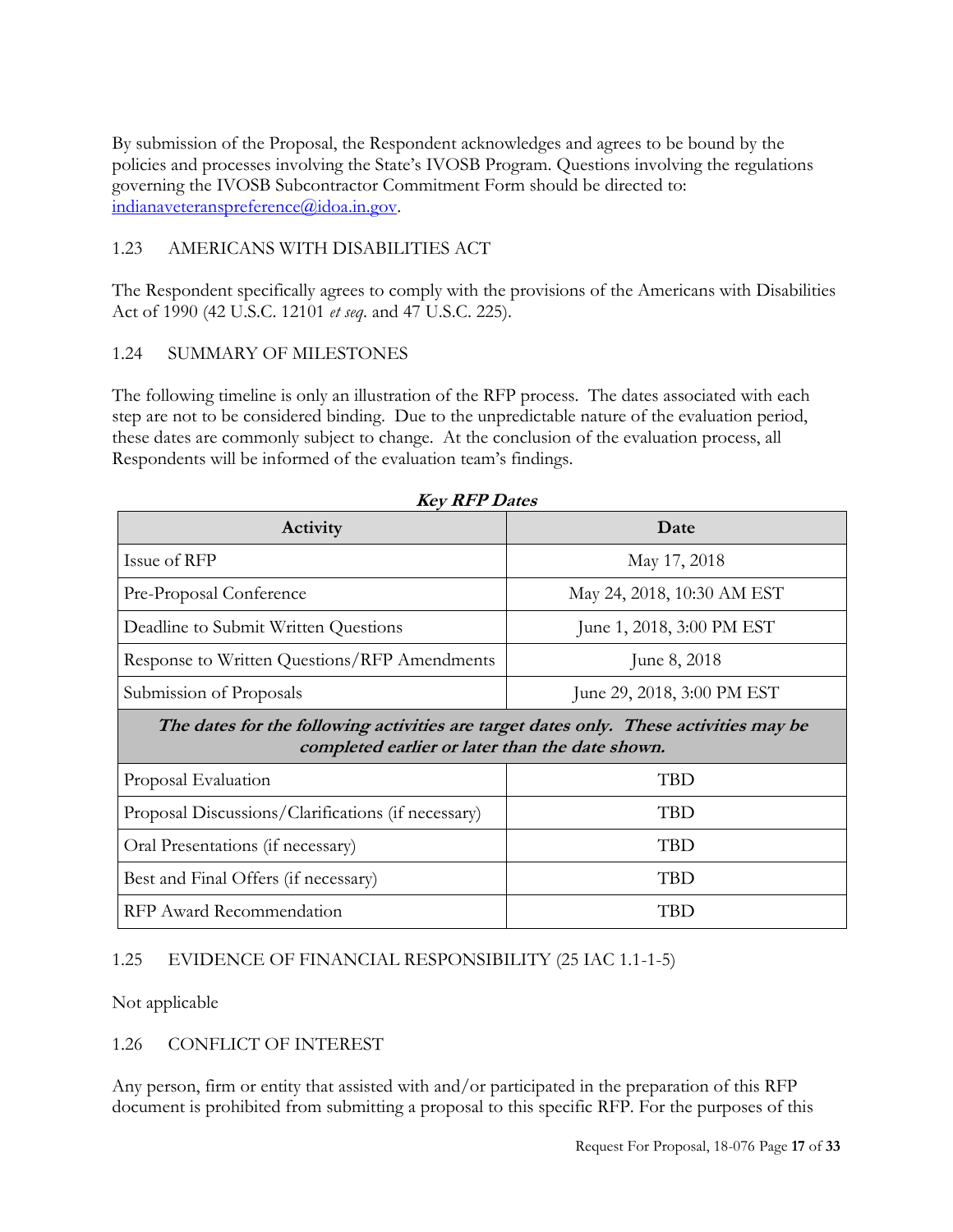By submission of the Proposal, the Respondent acknowledges and agrees to be bound by the policies and processes involving the State's IVOSB Program. Questions involving the regulations governing the IVOSB Subcontractor Commitment Form should be directed to: indianaveteranspreference@idoa.in.gov.

### 1.23 AMERICANS WITH DISABILITIES ACT

The Respondent specifically agrees to comply with the provisions of the Americans with Disabilities Act of 1990 (42 U.S.C. 12101 *et seq*. and 47 U.S.C. 225).

### 1.24 SUMMARY OF MILESTONES

The following timeline is only an illustration of the RFP process. The dates associated with each step are not to be considered binding. Due to the unpredictable nature of the evaluation period, these dates are commonly subject to change. At the conclusion of the evaluation process, all Respondents will be informed of the evaluation team's findings.

***Key RFP Dates***

| Activity | Date |
|---|---|
| Issue of RFP | May 17, 2018 |
| Pre-Proposal Conference | May 24, 2018, 10:30 AM EST |
| Deadline to Submit Written Questions | June 1, 2018, 3:00 PM EST |
| Response to Written Questions/RFP Amendments | June 8, 2018 |
| Submission of Proposals | June 29, 2018, 3:00 PM EST |
| ***The dates for the following activities are target dates only. These activities may be completed earlier or later than the date shown.*** | |
| Proposal Evaluation | TBD |
| Proposal Discussions/Clarifications (if necessary) | TBD |
| Oral Presentations (if necessary) | TBD |
| Best and Final Offers (if necessary) | TBD |
| RFP Award Recommendation | TBD |

### 1.25 EVIDENCE OF FINANCIAL RESPONSIBILITY (25 IAC 1.1-1-5)

Not applicable

### 1.26 CONFLICT OF INTEREST

Any person, firm or entity that assisted with and/or participated in the preparation of this RFP document is prohibited from submitting a proposal to this specific RFP. For the purposes of this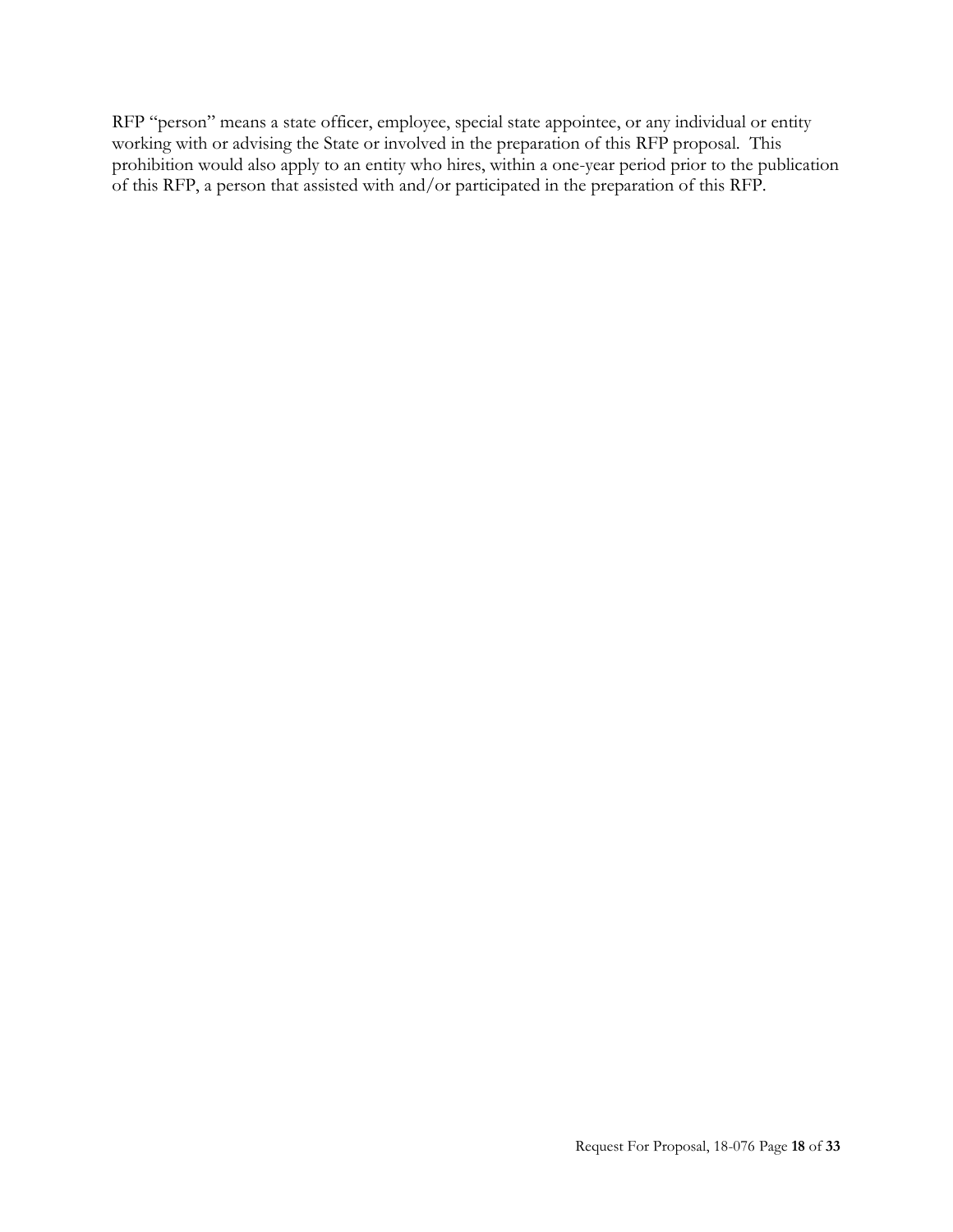RFP "person" means a state officer, employee, special state appointee, or any individual or entity working with or advising the State or involved in the preparation of this RFP proposal. This prohibition would also apply to an entity who hires, within a one-year period prior to the publication of this RFP, a person that assisted with and/or participated in the preparation of this RFP.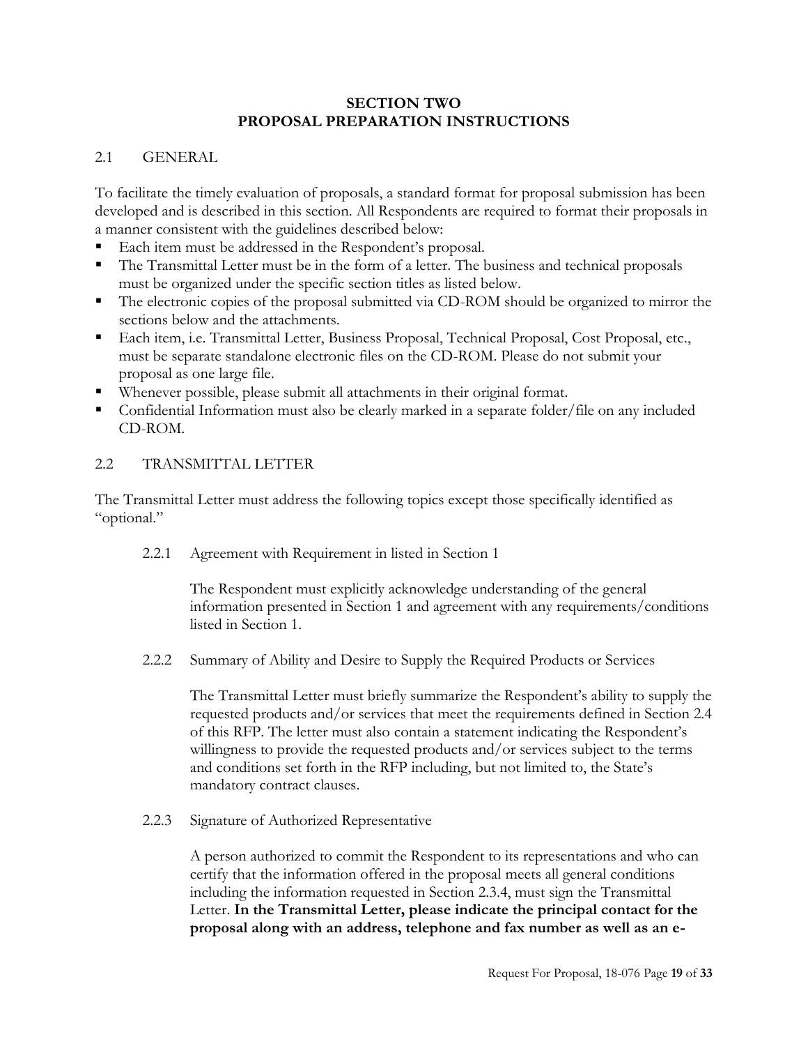# SECTION TWO
# PROPOSAL PREPARATION INSTRUCTIONS

## 2.1 GENERAL

To facilitate the timely evaluation of proposals, a standard format for proposal submission has been developed and is described in this section. All Respondents are required to format their proposals in a manner consistent with the guidelines described below:

- Each item must be addressed in the Respondent's proposal.
- The Transmittal Letter must be in the form of a letter. The business and technical proposals must be organized under the specific section titles as listed below.
- The electronic copies of the proposal submitted via CD-ROM should be organized to mirror the sections below and the attachments.
- Each item, i.e. Transmittal Letter, Business Proposal, Technical Proposal, Cost Proposal, etc., must be separate standalone electronic files on the CD-ROM. Please do not submit your proposal as one large file.
- Whenever possible, please submit all attachments in their original format.
- Confidential Information must also be clearly marked in a separate folder/file on any included CD-ROM.

## 2.2 TRANSMITTAL LETTER

The Transmittal Letter must address the following topics except those specifically identified as "optional."

### 2.2.1 Agreement with Requirement in listed in Section 1

The Respondent must explicitly acknowledge understanding of the general information presented in Section 1 and agreement with any requirements/conditions listed in Section 1.

### 2.2.2 Summary of Ability and Desire to Supply the Required Products or Services

The Transmittal Letter must briefly summarize the Respondent's ability to supply the requested products and/or services that meet the requirements defined in Section 2.4 of this RFP. The letter must also contain a statement indicating the Respondent's willingness to provide the requested products and/or services subject to the terms and conditions set forth in the RFP including, but not limited to, the State's mandatory contract clauses.

### 2.2.3 Signature of Authorized Representative

A person authorized to commit the Respondent to its representations and who can certify that the information offered in the proposal meets all general conditions including the information requested in Section 2.3.4, must sign the Transmittal Letter. **In the Transmittal Letter, please indicate the principal contact for the proposal along with an address, telephone and fax number as well as an e-**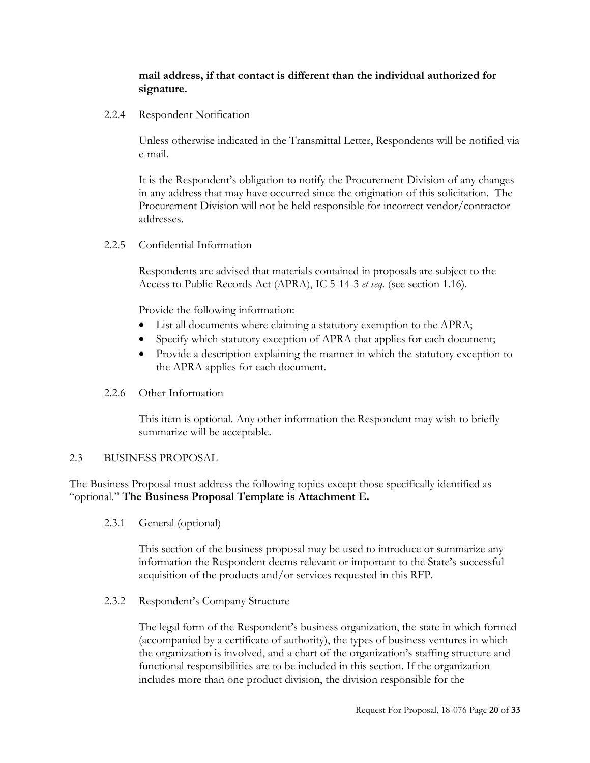**mail address, if that contact is different than the individual authorized for signature.**

#### 2.2.4 Respondent Notification

Unless otherwise indicated in the Transmittal Letter, Respondents will be notified via e-mail.

It is the Respondent's obligation to notify the Procurement Division of any changes in any address that may have occurred since the origination of this solicitation. The Procurement Division will not be held responsible for incorrect vendor/contractor addresses.

#### 2.2.5 Confidential Information

Respondents are advised that materials contained in proposals are subject to the Access to Public Records Act (APRA), IC 5-14-3 *et seq.* (see section 1.16).

Provide the following information:

- List all documents where claiming a statutory exemption to the APRA;
- Specify which statutory exception of APRA that applies for each document;
- Provide a description explaining the manner in which the statutory exception to the APRA applies for each document.

#### 2.2.6 Other Information

This item is optional. Any other information the Respondent may wish to briefly summarize will be acceptable.

### 2.3 BUSINESS PROPOSAL

The Business Proposal must address the following topics except those specifically identified as "optional." **The Business Proposal Template is Attachment E.**

#### 2.3.1 General (optional)

This section of the business proposal may be used to introduce or summarize any information the Respondent deems relevant or important to the State's successful acquisition of the products and/or services requested in this RFP.

#### 2.3.2 Respondent's Company Structure

The legal form of the Respondent's business organization, the state in which formed (accompanied by a certificate of authority), the types of business ventures in which the organization is involved, and a chart of the organization's staffing structure and functional responsibilities are to be included in this section. If the organization includes more than one product division, the division responsible for the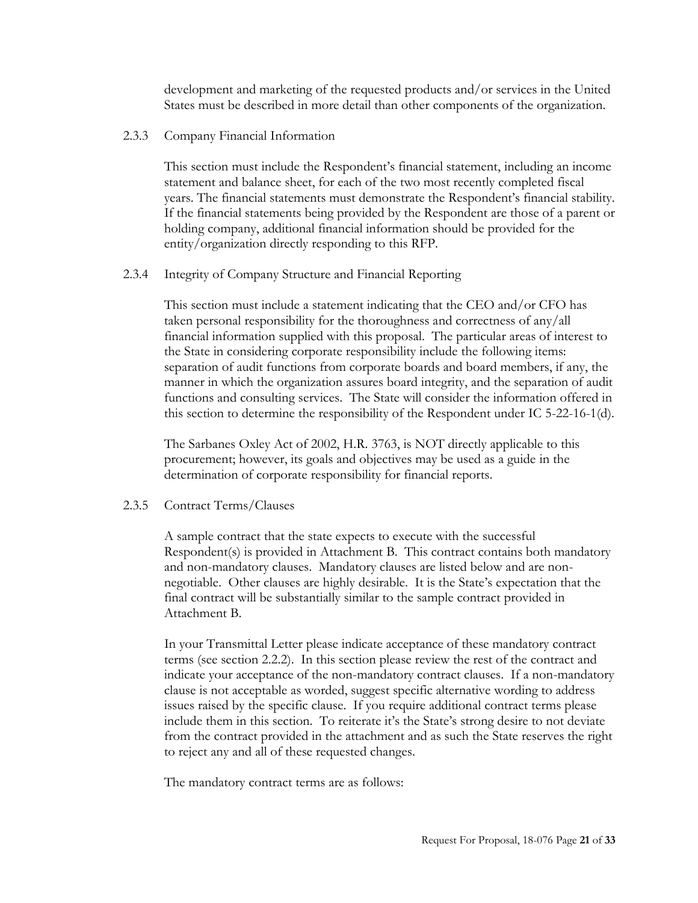development and marketing of the requested products and/or services in the United States must be described in more detail than other components of the organization.

### 2.3.3 Company Financial Information

This section must include the Respondent's financial statement, including an income statement and balance sheet, for each of the two most recently completed fiscal years. The financial statements must demonstrate the Respondent's financial stability. If the financial statements being provided by the Respondent are those of a parent or holding company, additional financial information should be provided for the entity/organization directly responding to this RFP.

### 2.3.4 Integrity of Company Structure and Financial Reporting

This section must include a statement indicating that the CEO and/or CFO has taken personal responsibility for the thoroughness and correctness of any/all financial information supplied with this proposal. The particular areas of interest to the State in considering corporate responsibility include the following items: separation of audit functions from corporate boards and board members, if any, the manner in which the organization assures board integrity, and the separation of audit functions and consulting services. The State will consider the information offered in this section to determine the responsibility of the Respondent under IC 5-22-16-1(d).

The Sarbanes Oxley Act of 2002, H.R. 3763, is NOT directly applicable to this procurement; however, its goals and objectives may be used as a guide in the determination of corporate responsibility for financial reports.

### 2.3.5 Contract Terms/Clauses

A sample contract that the state expects to execute with the successful Respondent(s) is provided in Attachment B. This contract contains both mandatory and non-mandatory clauses. Mandatory clauses are listed below and are non-negotiable. Other clauses are highly desirable. It is the State's expectation that the final contract will be substantially similar to the sample contract provided in Attachment B.

In your Transmittal Letter please indicate acceptance of these mandatory contract terms (see section 2.2.2). In this section please review the rest of the contract and indicate your acceptance of the non-mandatory contract clauses. If a non-mandatory clause is not acceptable as worded, suggest specific alternative wording to address issues raised by the specific clause. If you require additional contract terms please include them in this section. To reiterate it's the State's strong desire to not deviate from the contract provided in the attachment and as such the State reserves the right to reject any and all of these requested changes.

The mandatory contract terms are as follows: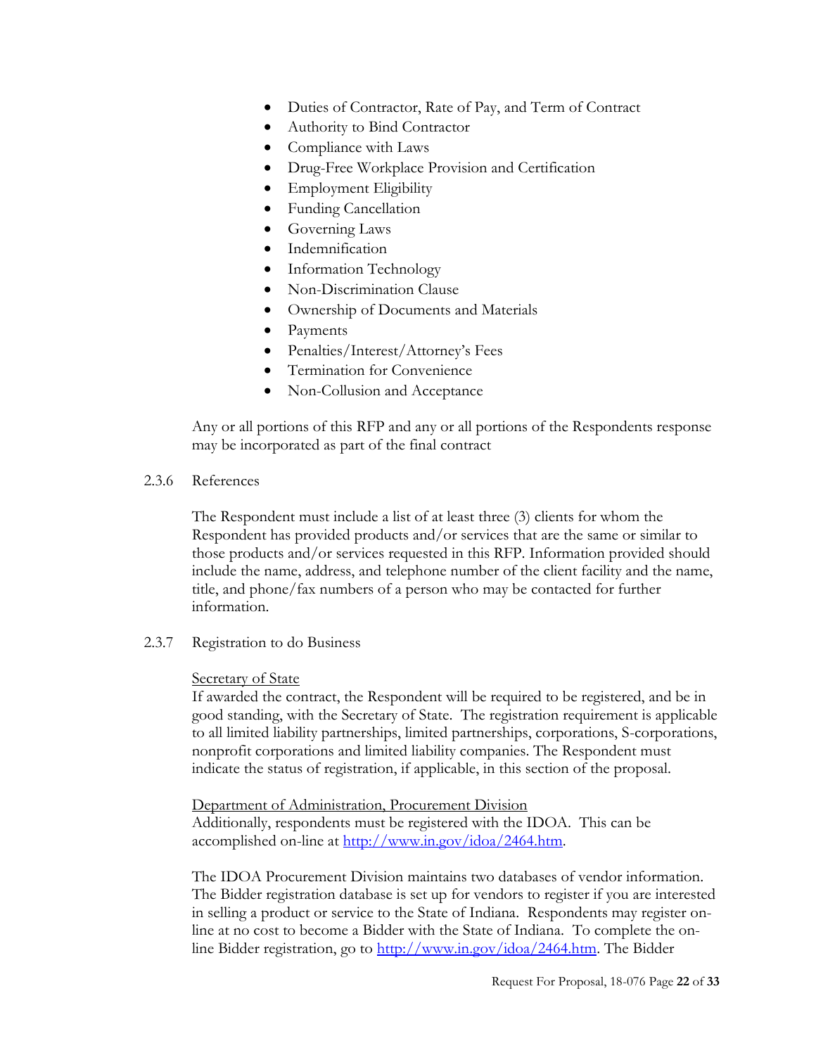- Duties of Contractor, Rate of Pay, and Term of Contract
- Authority to Bind Contractor
- Compliance with Laws
- Drug-Free Workplace Provision and Certification
- Employment Eligibility
- Funding Cancellation
- Governing Laws
- Indemnification
- Information Technology
- Non-Discrimination Clause
- Ownership of Documents and Materials
- Payments
- Penalties/Interest/Attorney's Fees
- Termination for Convenience
- Non-Collusion and Acceptance

Any or all portions of this RFP and any or all portions of the Respondents response may be incorporated as part of the final contract

### 2.3.6 References

The Respondent must include a list of at least three (3) clients for whom the Respondent has provided products and/or services that are the same or similar to those products and/or services requested in this RFP. Information provided should include the name, address, and telephone number of the client facility and the name, title, and phone/fax numbers of a person who may be contacted for further information.

### 2.3.7 Registration to do Business

Secretary of State

If awarded the contract, the Respondent will be required to be registered, and be in good standing, with the Secretary of State. The registration requirement is applicable to all limited liability partnerships, limited partnerships, corporations, S-corporations, nonprofit corporations and limited liability companies. The Respondent must indicate the status of registration, if applicable, in this section of the proposal.

Department of Administration, Procurement Division

Additionally, respondents must be registered with the IDOA. This can be accomplished on-line at http://www.in.gov/idoa/2464.htm.

The IDOA Procurement Division maintains two databases of vendor information. The Bidder registration database is set up for vendors to register if you are interested in selling a product or service to the State of Indiana. Respondents may register on-line at no cost to become a Bidder with the State of Indiana. To complete the on-line Bidder registration, go to http://www.in.gov/idoa/2464.htm. The Bidder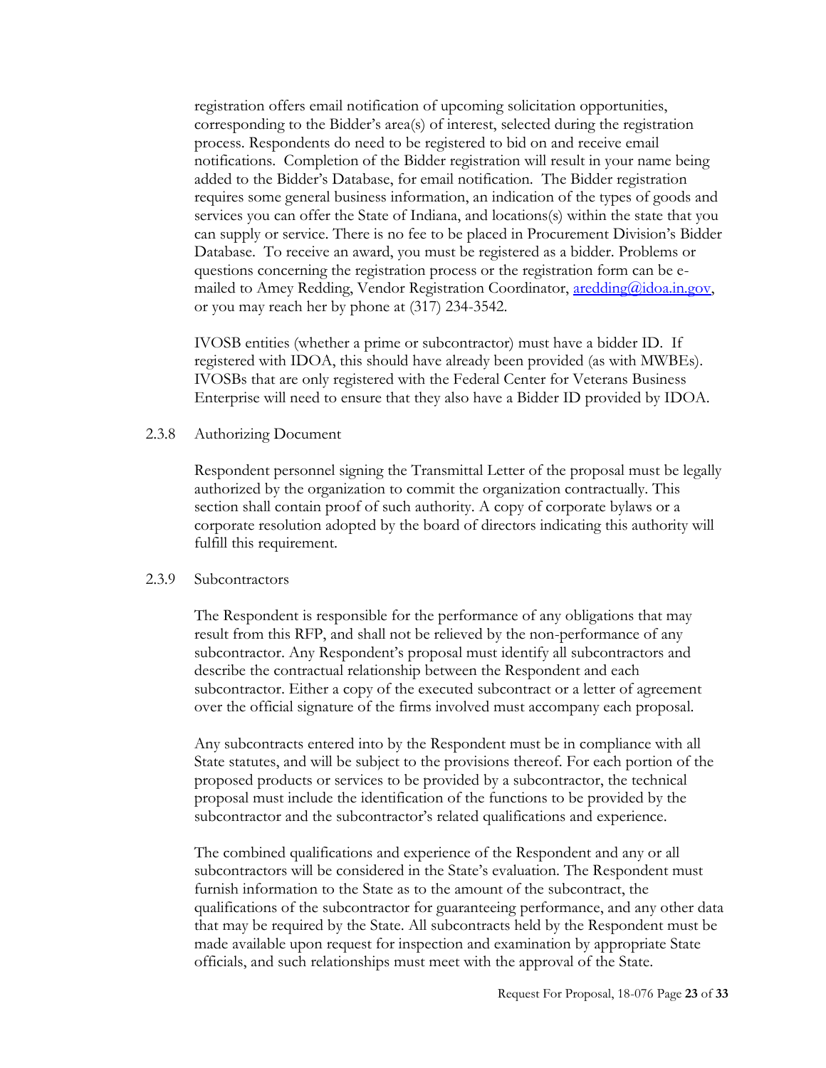registration offers email notification of upcoming solicitation opportunities, corresponding to the Bidder's area(s) of interest, selected during the registration process. Respondents do need to be registered to bid on and receive email notifications. Completion of the Bidder registration will result in your name being added to the Bidder's Database, for email notification. The Bidder registration requires some general business information, an indication of the types of goods and services you can offer the State of Indiana, and locations(s) within the state that you can supply or service. There is no fee to be placed in Procurement Division's Bidder Database. To receive an award, you must be registered as a bidder. Problems or questions concerning the registration process or the registration form can be e-mailed to Amey Redding, Vendor Registration Coordinator, aredding@idoa.in.gov, or you may reach her by phone at (317) 234-3542.

IVOSB entities (whether a prime or subcontractor) must have a bidder ID. If registered with IDOA, this should have already been provided (as with MWBEs). IVOSBs that are only registered with the Federal Center for Veterans Business Enterprise will need to ensure that they also have a Bidder ID provided by IDOA.

### 2.3.8 Authorizing Document

Respondent personnel signing the Transmittal Letter of the proposal must be legally authorized by the organization to commit the organization contractually. This section shall contain proof of such authority. A copy of corporate bylaws or a corporate resolution adopted by the board of directors indicating this authority will fulfill this requirement.

### 2.3.9 Subcontractors

The Respondent is responsible for the performance of any obligations that may result from this RFP, and shall not be relieved by the non-performance of any subcontractor. Any Respondent's proposal must identify all subcontractors and describe the contractual relationship between the Respondent and each subcontractor. Either a copy of the executed subcontract or a letter of agreement over the official signature of the firms involved must accompany each proposal.

Any subcontracts entered into by the Respondent must be in compliance with all State statutes, and will be subject to the provisions thereof. For each portion of the proposed products or services to be provided by a subcontractor, the technical proposal must include the identification of the functions to be provided by the subcontractor and the subcontractor's related qualifications and experience.

The combined qualifications and experience of the Respondent and any or all subcontractors will be considered in the State's evaluation. The Respondent must furnish information to the State as to the amount of the subcontract, the qualifications of the subcontractor for guaranteeing performance, and any other data that may be required by the State. All subcontracts held by the Respondent must be made available upon request for inspection and examination by appropriate State officials, and such relationships must meet with the approval of the State.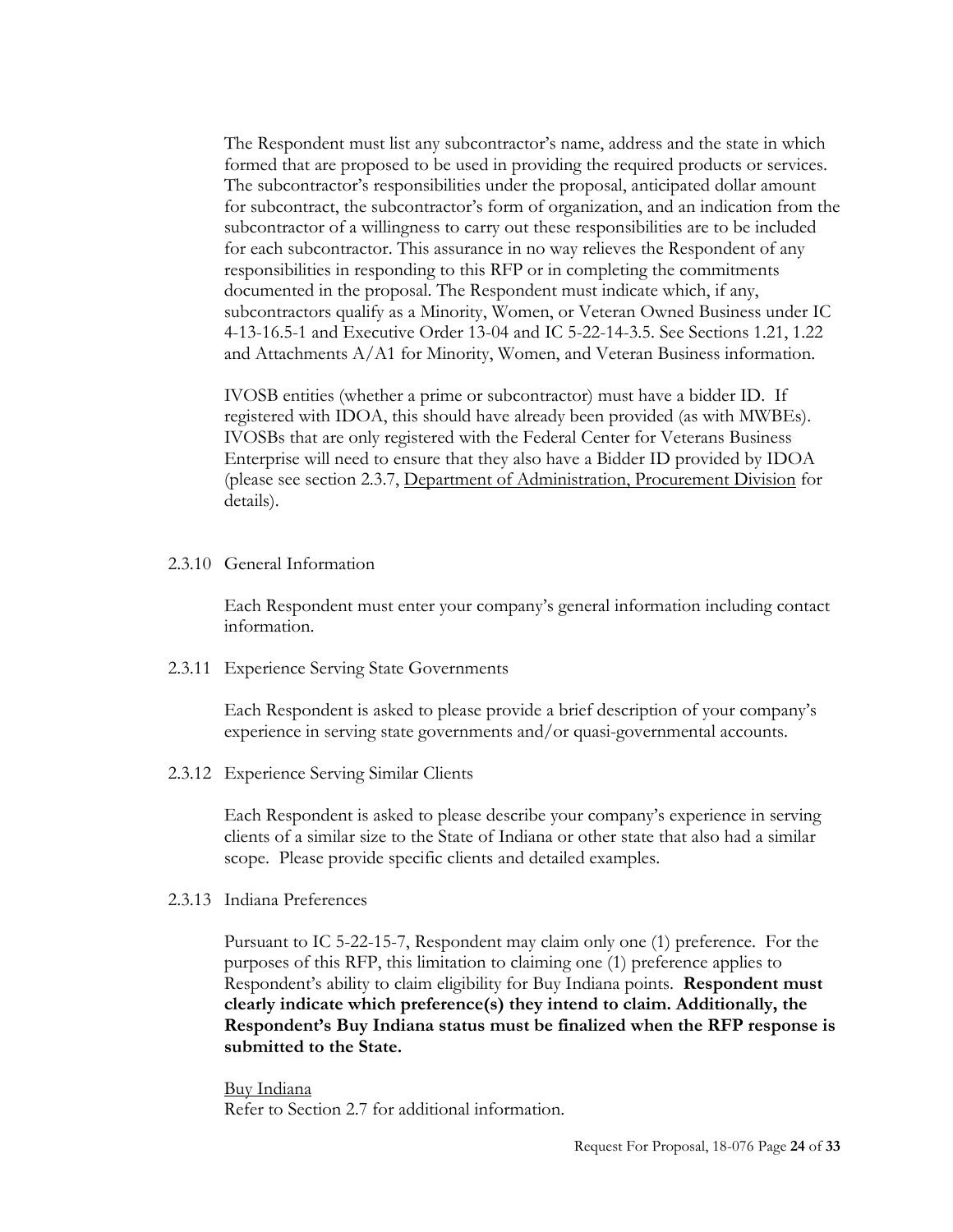The Respondent must list any subcontractor's name, address and the state in which formed that are proposed to be used in providing the required products or services. The subcontractor's responsibilities under the proposal, anticipated dollar amount for subcontract, the subcontractor's form of organization, and an indication from the subcontractor of a willingness to carry out these responsibilities are to be included for each subcontractor. This assurance in no way relieves the Respondent of any responsibilities in responding to this RFP or in completing the commitments documented in the proposal. The Respondent must indicate which, if any, subcontractors qualify as a Minority, Women, or Veteran Owned Business under IC 4-13-16.5-1 and Executive Order 13-04 and IC 5-22-14-3.5. See Sections 1.21, 1.22 and Attachments A/A1 for Minority, Women, and Veteran Business information.

IVOSB entities (whether a prime or subcontractor) must have a bidder ID. If registered with IDOA, this should have already been provided (as with MWBEs). IVOSBs that are only registered with the Federal Center for Veterans Business Enterprise will need to ensure that they also have a Bidder ID provided by IDOA (please see section 2.3.7, Department of Administration, Procurement Division for details).

### 2.3.10 General Information

Each Respondent must enter your company's general information including contact information.

### 2.3.11 Experience Serving State Governments

Each Respondent is asked to please provide a brief description of your company's experience in serving state governments and/or quasi-governmental accounts.

### 2.3.12 Experience Serving Similar Clients

Each Respondent is asked to please describe your company's experience in serving clients of a similar size to the State of Indiana or other state that also had a similar scope. Please provide specific clients and detailed examples.

### 2.3.13 Indiana Preferences

Pursuant to IC 5-22-15-7, Respondent may claim only one (1) preference. For the purposes of this RFP, this limitation to claiming one (1) preference applies to Respondent's ability to claim eligibility for Buy Indiana points. **Respondent must clearly indicate which preference(s) they intend to claim. Additionally, the Respondent's Buy Indiana status must be finalized when the RFP response is submitted to the State.**

Buy Indiana
Refer to Section 2.7 for additional information.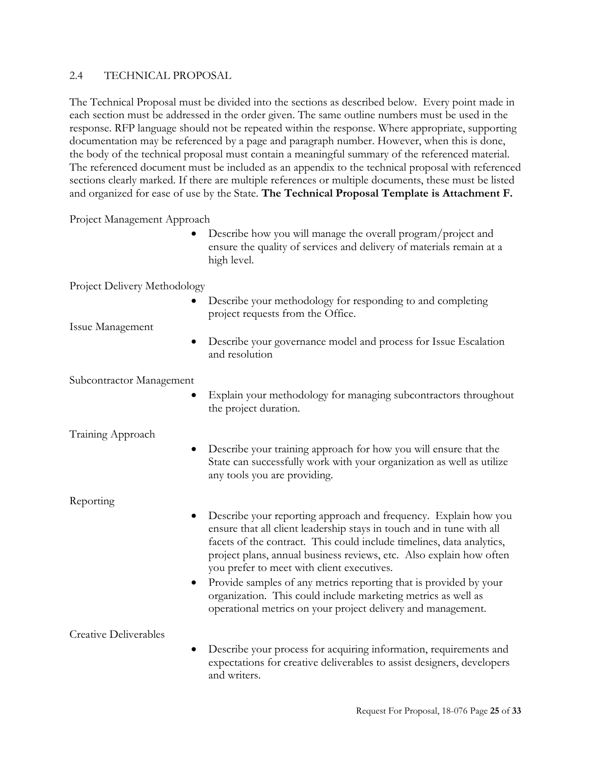## 2.4 TECHNICAL PROPOSAL

The Technical Proposal must be divided into the sections as described below. Every point made in each section must be addressed in the order given. The same outline numbers must be used in the response. RFP language should not be repeated within the response. Where appropriate, supporting documentation may be referenced by a page and paragraph number. However, when this is done, the body of the technical proposal must contain a meaningful summary of the referenced material. The referenced document must be included as an appendix to the technical proposal with referenced sections clearly marked. If there are multiple references or multiple documents, these must be listed and organized for ease of use by the State. **The Technical Proposal Template is Attachment F.**

Project Management Approach

- Describe how you will manage the overall program/project and ensure the quality of services and delivery of materials remain at a high level.

Project Delivery Methodology

- Describe your methodology for responding to and completing project requests from the Office.

Issue Management

- Describe your governance model and process for Issue Escalation and resolution

Subcontractor Management

- Explain your methodology for managing subcontractors throughout the project duration.

Training Approach

- Describe your training approach for how you will ensure that the State can successfully work with your organization as well as utilize any tools you are providing.

Reporting

- Describe your reporting approach and frequency. Explain how you ensure that all client leadership stays in touch and in tune with all facets of the contract. This could include timelines, data analytics, project plans, annual business reviews, etc. Also explain how often you prefer to meet with client executives.
- Provide samples of any metrics reporting that is provided by your organization. This could include marketing metrics as well as operational metrics on your project delivery and management.

Creative Deliverables

- Describe your process for acquiring information, requirements and expectations for creative deliverables to assist designers, developers and writers.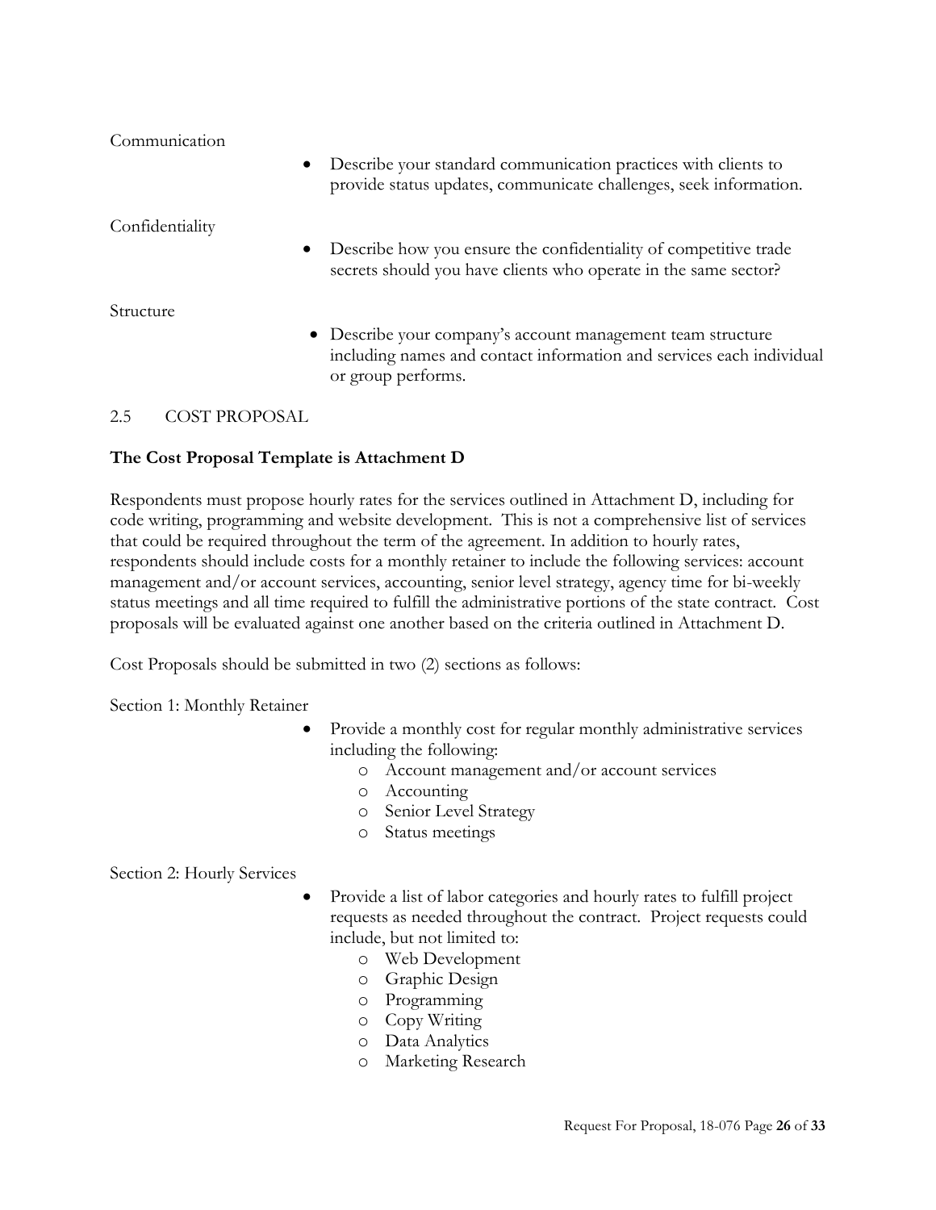Communication

- Describe your standard communication practices with clients to provide status updates, communicate challenges, seek information.

Confidentiality

- Describe how you ensure the confidentiality of competitive trade secrets should you have clients who operate in the same sector?

Structure

- Describe your company's account management team structure including names and contact information and services each individual or group performs.

## 2.5 COST PROPOSAL

**The Cost Proposal Template is Attachment D**

Respondents must propose hourly rates for the services outlined in Attachment D, including for code writing, programming and website development. This is not a comprehensive list of services that could be required throughout the term of the agreement. In addition to hourly rates, respondents should include costs for a monthly retainer to include the following services: account management and/or account services, accounting, senior level strategy, agency time for bi-weekly status meetings and all time required to fulfill the administrative portions of the state contract. Cost proposals will be evaluated against one another based on the criteria outlined in Attachment D.

Cost Proposals should be submitted in two (2) sections as follows:

Section 1: Monthly Retainer

- Provide a monthly cost for regular monthly administrative services including the following:
  - Account management and/or account services
  - Accounting
  - Senior Level Strategy
  - Status meetings

Section 2: Hourly Services

- Provide a list of labor categories and hourly rates to fulfill project requests as needed throughout the contract. Project requests could include, but not limited to:
  - Web Development
  - Graphic Design
  - Programming
  - Copy Writing
  - Data Analytics
  - Marketing Research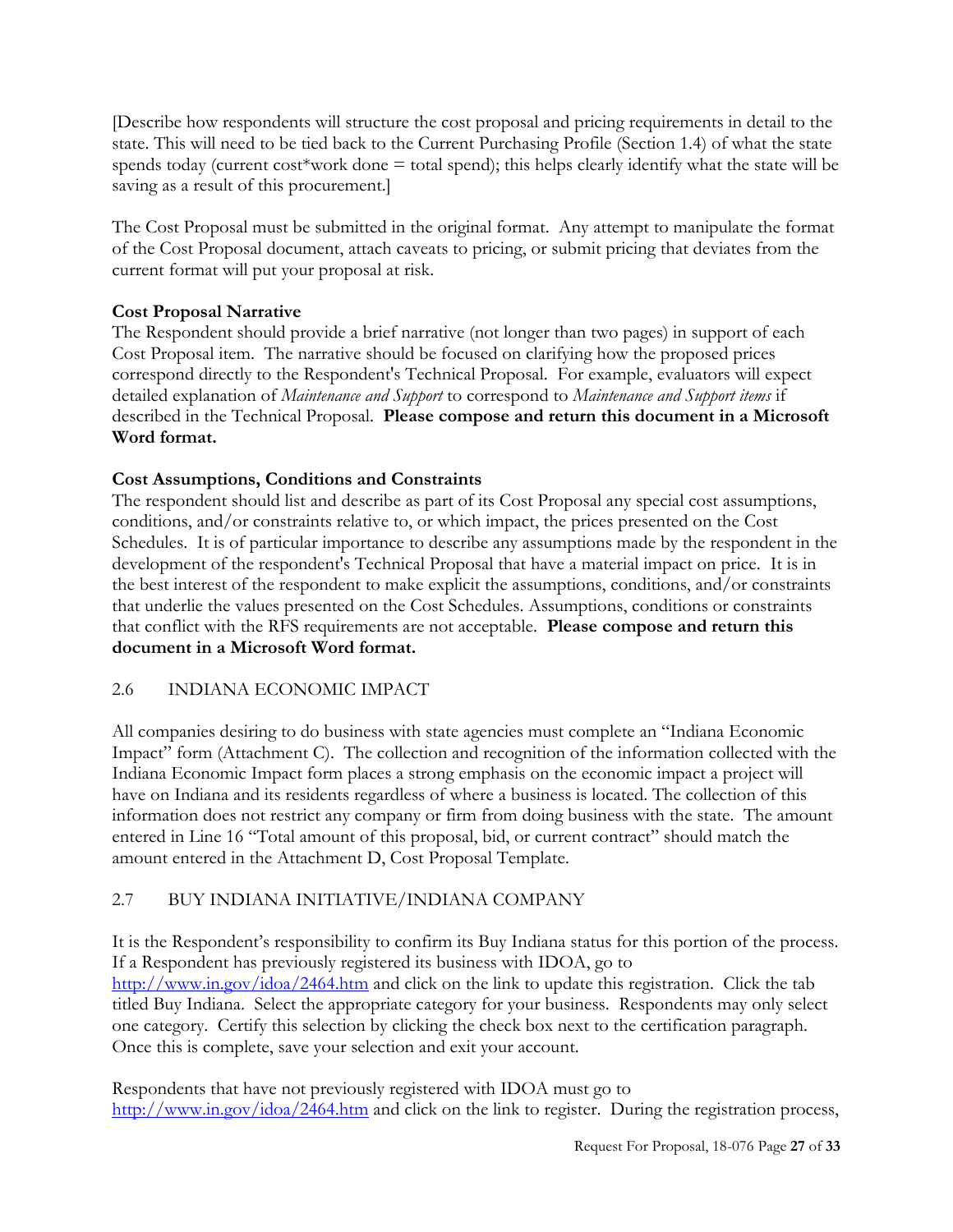[Describe how respondents will structure the cost proposal and pricing requirements in detail to the state. This will need to be tied back to the Current Purchasing Profile (Section 1.4) of what the state spends today (current cost*work done = total spend); this helps clearly identify what the state will be saving as a result of this procurement.]

The Cost Proposal must be submitted in the original format. Any attempt to manipulate the format of the Cost Proposal document, attach caveats to pricing, or submit pricing that deviates from the current format will put your proposal at risk.

**Cost Proposal Narrative**
The Respondent should provide a brief narrative (not longer than two pages) in support of each Cost Proposal item. The narrative should be focused on clarifying how the proposed prices correspond directly to the Respondent's Technical Proposal. For example, evaluators will expect detailed explanation of *Maintenance and Support* to correspond to *Maintenance and Support items* if described in the Technical Proposal. **Please compose and return this document in a Microsoft Word format.**

**Cost Assumptions, Conditions and Constraints**
The respondent should list and describe as part of its Cost Proposal any special cost assumptions, conditions, and/or constraints relative to, or which impact, the prices presented on the Cost Schedules. It is of particular importance to describe any assumptions made by the respondent in the development of the respondent's Technical Proposal that have a material impact on price. It is in the best interest of the respondent to make explicit the assumptions, conditions, and/or constraints that underlie the values presented on the Cost Schedules. Assumptions, conditions or constraints that conflict with the RFS requirements are not acceptable. **Please compose and return this document in a Microsoft Word format.**

## 2.6 INDIANA ECONOMIC IMPACT

All companies desiring to do business with state agencies must complete an "Indiana Economic Impact" form (Attachment C). The collection and recognition of the information collected with the Indiana Economic Impact form places a strong emphasis on the economic impact a project will have on Indiana and its residents regardless of where a business is located. The collection of this information does not restrict any company or firm from doing business with the state. The amount entered in Line 16 "Total amount of this proposal, bid, or current contract" should match the amount entered in the Attachment D, Cost Proposal Template.

## 2.7 BUY INDIANA INITIATIVE/INDIANA COMPANY

It is the Respondent's responsibility to confirm its Buy Indiana status for this portion of the process. If a Respondent has previously registered its business with IDOA, go to http://www.in.gov/idoa/2464.htm and click on the link to update this registration. Click the tab titled Buy Indiana. Select the appropriate category for your business. Respondents may only select one category. Certify this selection by clicking the check box next to the certification paragraph. Once this is complete, save your selection and exit your account.

Respondents that have not previously registered with IDOA must go to http://www.in.gov/idoa/2464.htm and click on the link to register. During the registration process,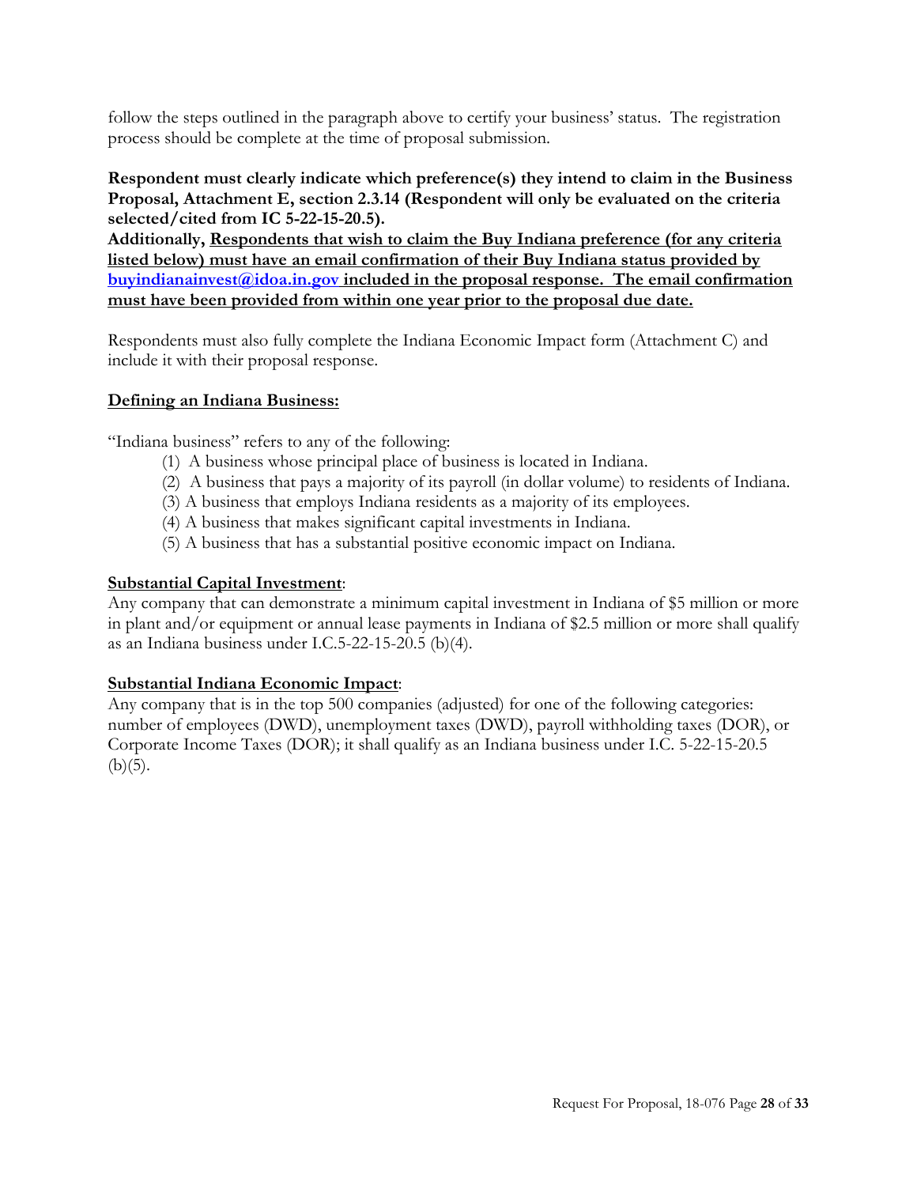follow the steps outlined in the paragraph above to certify your business' status. The registration process should be complete at the time of proposal submission.

**Respondent must clearly indicate which preference(s) they intend to claim in the Business Proposal, Attachment E, section 2.3.14 (Respondent will only be evaluated on the criteria selected/cited from IC 5-22-15-20.5).**
**Additionally, <u>Respondents that wish to claim the Buy Indiana preference (for any criteria listed below) must have an email confirmation of their Buy Indiana status provided by buyindianainvest@idoa.in.gov included in the proposal response. The email confirmation must have been provided from within one year prior to the proposal due date.</u>**

Respondents must also fully complete the Indiana Economic Impact form (Attachment C) and include it with their proposal response.

**<u>Defining an Indiana Business:</u>**

"Indiana business" refers to any of the following:

(1) A business whose principal place of business is located in Indiana.
(2) A business that pays a majority of its payroll (in dollar volume) to residents of Indiana.
(3) A business that employs Indiana residents as a majority of its employees.
(4) A business that makes significant capital investments in Indiana.
(5) A business that has a substantial positive economic impact on Indiana.

**<u>Substantial Capital Investment</u>**:
Any company that can demonstrate a minimum capital investment in Indiana of $5 million or more in plant and/or equipment or annual lease payments in Indiana of $2.5 million or more shall qualify as an Indiana business under I.C.5-22-15-20.5 (b)(4).

**<u>Substantial Indiana Economic Impact</u>**:
Any company that is in the top 500 companies (adjusted) for one of the following categories: number of employees (DWD), unemployment taxes (DWD), payroll withholding taxes (DOR), or Corporate Income Taxes (DOR); it shall qualify as an Indiana business under I.C. 5-22-15-20.5 (b)(5).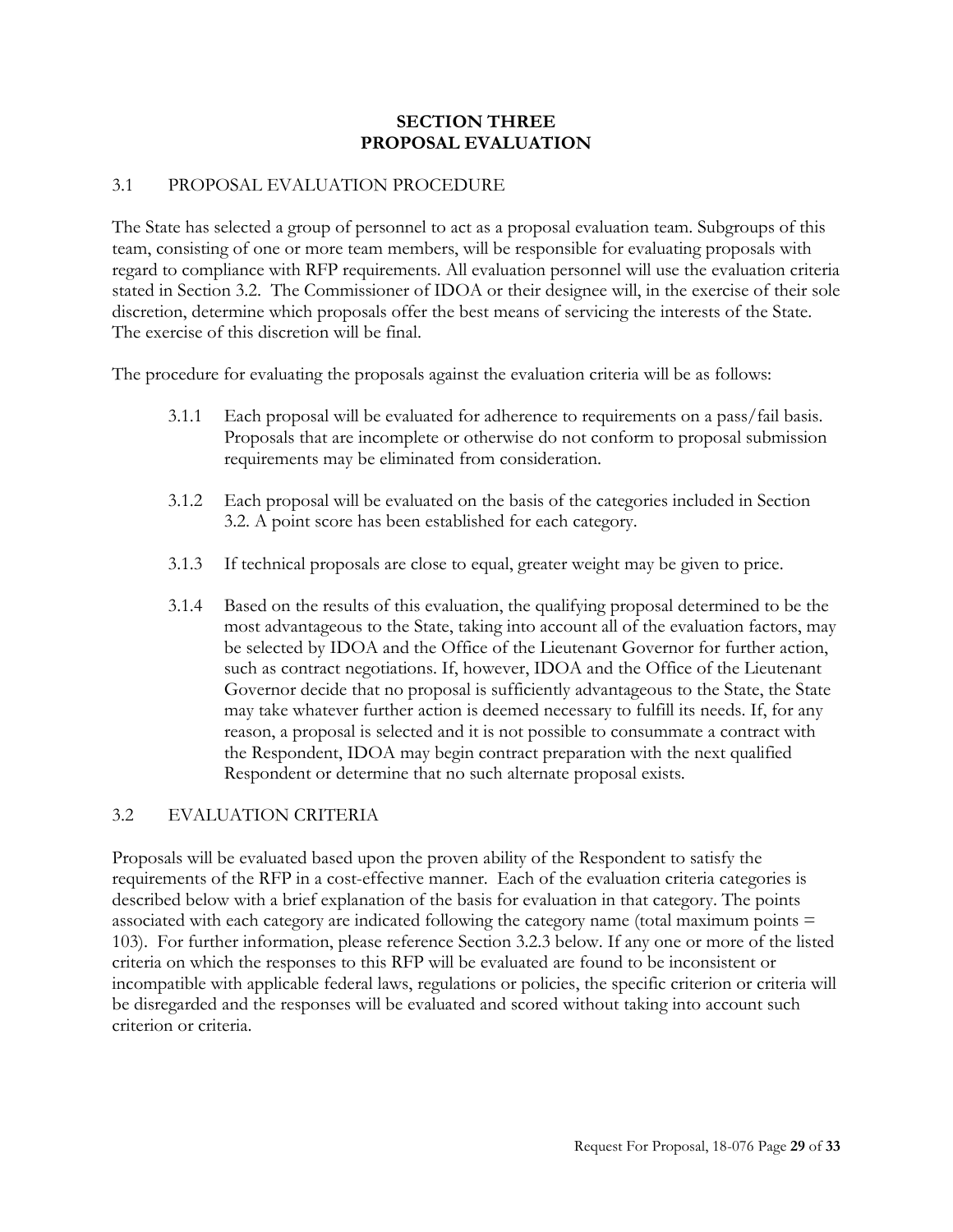# SECTION THREE
# PROPOSAL EVALUATION

## 3.1 PROPOSAL EVALUATION PROCEDURE

The State has selected a group of personnel to act as a proposal evaluation team. Subgroups of this team, consisting of one or more team members, will be responsible for evaluating proposals with regard to compliance with RFP requirements. All evaluation personnel will use the evaluation criteria stated in Section 3.2. The Commissioner of IDOA or their designee will, in the exercise of their sole discretion, determine which proposals offer the best means of servicing the interests of the State. The exercise of this discretion will be final.

The procedure for evaluating the proposals against the evaluation criteria will be as follows:

3.1.1 Each proposal will be evaluated for adherence to requirements on a pass/fail basis. Proposals that are incomplete or otherwise do not conform to proposal submission requirements may be eliminated from consideration.

3.1.2 Each proposal will be evaluated on the basis of the categories included in Section 3.2. A point score has been established for each category.

3.1.3 If technical proposals are close to equal, greater weight may be given to price.

3.1.4 Based on the results of this evaluation, the qualifying proposal determined to be the most advantageous to the State, taking into account all of the evaluation factors, may be selected by IDOA and the Office of the Lieutenant Governor for further action, such as contract negotiations. If, however, IDOA and the Office of the Lieutenant Governor decide that no proposal is sufficiently advantageous to the State, the State may take whatever further action is deemed necessary to fulfill its needs. If, for any reason, a proposal is selected and it is not possible to consummate a contract with the Respondent, IDOA may begin contract preparation with the next qualified Respondent or determine that no such alternate proposal exists.

## 3.2 EVALUATION CRITERIA

Proposals will be evaluated based upon the proven ability of the Respondent to satisfy the requirements of the RFP in a cost-effective manner. Each of the evaluation criteria categories is described below with a brief explanation of the basis for evaluation in that category. The points associated with each category are indicated following the category name (total maximum points = 103). For further information, please reference Section 3.2.3 below. If any one or more of the listed criteria on which the responses to this RFP will be evaluated are found to be inconsistent or incompatible with applicable federal laws, regulations or policies, the specific criterion or criteria will be disregarded and the responses will be evaluated and scored without taking into account such criterion or criteria.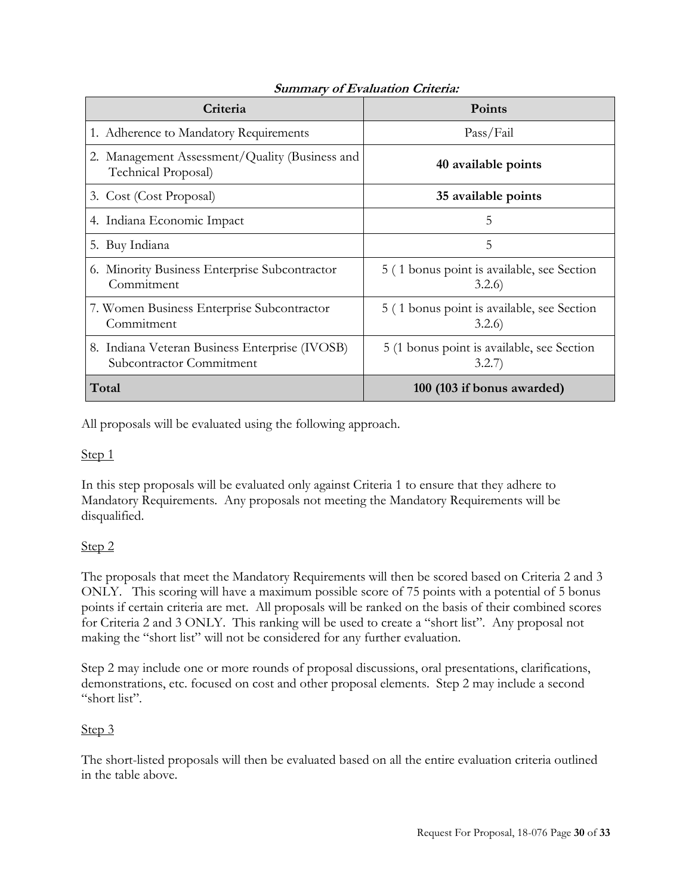***Summary of Evaluation Criteria:***

| Criteria | Points |
|---|---|
| 1. Adherence to Mandatory Requirements | Pass/Fail |
| 2. Management Assessment/Quality (Business and Technical Proposal) | **40 available points** |
| 3. Cost (Cost Proposal) | **35 available points** |
| 4. Indiana Economic Impact | 5 |
| 5. Buy Indiana | 5 |
| 6. Minority Business Enterprise Subcontractor Commitment | 5 ( 1 bonus point is available, see Section 3.2.6) |
| 7. Women Business Enterprise Subcontractor Commitment | 5 ( 1 bonus point is available, see Section 3.2.6) |
| 8. Indiana Veteran Business Enterprise (IVOSB) Subcontractor Commitment | 5 (1 bonus point is available, see Section 3.2.7) |
| **Total** | **100 (103 if bonus awarded)** |

All proposals will be evaluated using the following approach.

Step 1

In this step proposals will be evaluated only against Criteria 1 to ensure that they adhere to Mandatory Requirements. Any proposals not meeting the Mandatory Requirements will be disqualified.

Step 2

The proposals that meet the Mandatory Requirements will then be scored based on Criteria 2 and 3 ONLY. This scoring will have a maximum possible score of 75 points with a potential of 5 bonus points if certain criteria are met. All proposals will be ranked on the basis of their combined scores for Criteria 2 and 3 ONLY. This ranking will be used to create a "short list". Any proposal not making the "short list" will not be considered for any further evaluation.

Step 2 may include one or more rounds of proposal discussions, oral presentations, clarifications, demonstrations, etc. focused on cost and other proposal elements. Step 2 may include a second "short list".

Step 3

The short-listed proposals will then be evaluated based on all the entire evaluation criteria outlined in the table above.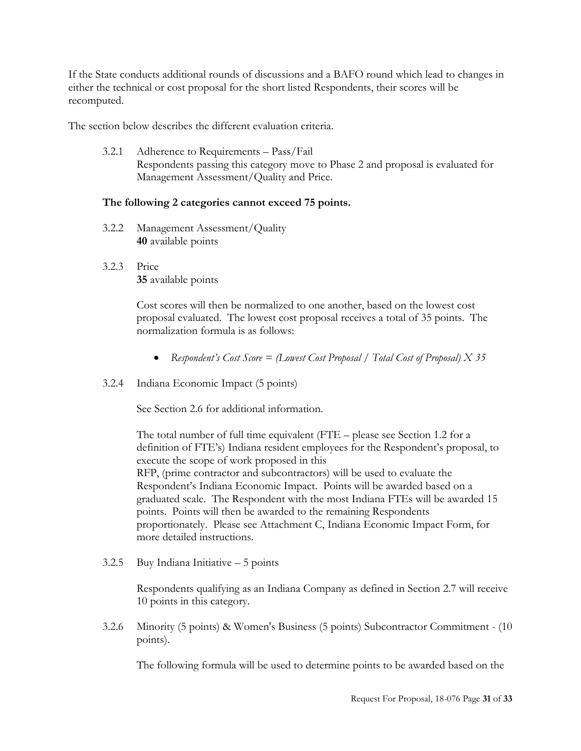If the State conducts additional rounds of discussions and a BAFO round which lead to changes in either the technical or cost proposal for the short listed Respondents, their scores will be recomputed.

The section below describes the different evaluation criteria.

3.2.1 Adherence to Requirements – Pass/Fail
Respondents passing this category move to Phase 2 and proposal is evaluated for Management Assessment/Quality and Price.

**The following 2 categories cannot exceed 75 points.**

3.2.2 Management Assessment/Quality
**40** available points

3.2.3 Price
**35** available points

Cost scores will then be normalized to one another, based on the lowest cost proposal evaluated. The lowest cost proposal receives a total of 35 points. The normalization formula is as follows:

- *Respondent's Cost Score = (Lowest Cost Proposal / Total Cost of Proposal) X 35*

3.2.4 Indiana Economic Impact (5 points)

See Section 2.6 for additional information.

The total number of full time equivalent (FTE – please see Section 1.2 for a definition of FTE's) Indiana resident employees for the Respondent's proposal, to execute the scope of work proposed in this RFP, (prime contractor and subcontractors) will be used to evaluate the Respondent's Indiana Economic Impact. Points will be awarded based on a graduated scale. The Respondent with the most Indiana FTEs will be awarded 15 points. Points will then be awarded to the remaining Respondents proportionately. Please see Attachment C, Indiana Economic Impact Form, for more detailed instructions.

3.2.5 Buy Indiana Initiative – 5 points

Respondents qualifying as an Indiana Company as defined in Section 2.7 will receive 10 points in this category.

3.2.6 Minority (5 points) & Women's Business (5 points) Subcontractor Commitment - (10 points).

The following formula will be used to determine points to be awarded based on the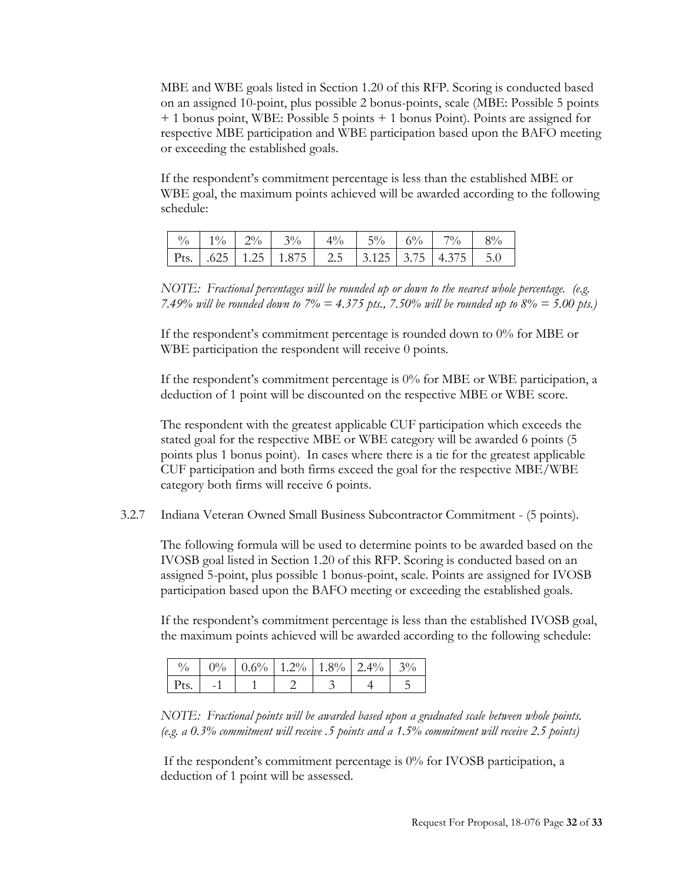MBE and WBE goals listed in Section 1.20 of this RFP. Scoring is conducted based on an assigned 10-point, plus possible 2 bonus-points, scale (MBE: Possible 5 points + 1 bonus point, WBE: Possible 5 points + 1 bonus Point). Points are assigned for respective MBE participation and WBE participation based upon the BAFO meeting or exceeding the established goals.

If the respondent's commitment percentage is less than the established MBE or WBE goal, the maximum points achieved will be awarded according to the following schedule:

| % | 1% | 2% | 3% | 4% | 5% | 6% | 7% | 8% |
|---|---|---|---|---|---|---|---|---|
| Pts. | .625 | 1.25 | 1.875 | 2.5 | 3.125 | 3.75 | 4.375 | 5.0 |

*NOTE: Fractional percentages will be rounded up or down to the nearest whole percentage. (e.g. 7.49% will be rounded down to 7% = 4.375 pts., 7.50% will be rounded up to 8% = 5.00 pts.)*

If the respondent's commitment percentage is rounded down to 0% for MBE or WBE participation the respondent will receive 0 points.

If the respondent's commitment percentage is 0% for MBE or WBE participation, a deduction of 1 point will be discounted on the respective MBE or WBE score.

The respondent with the greatest applicable CUF participation which exceeds the stated goal for the respective MBE or WBE category will be awarded 6 points (5 points plus 1 bonus point). In cases where there is a tie for the greatest applicable CUF participation and both firms exceed the goal for the respective MBE/WBE category both firms will receive 6 points.

3.2.7 Indiana Veteran Owned Small Business Subcontractor Commitment - (5 points).

The following formula will be used to determine points to be awarded based on the IVOSB goal listed in Section 1.20 of this RFP. Scoring is conducted based on an assigned 5-point, plus possible 1 bonus-point, scale. Points are assigned for IVOSB participation based upon the BAFO meeting or exceeding the established goals.

If the respondent's commitment percentage is less than the established IVOSB goal, the maximum points achieved will be awarded according to the following schedule:

| % | 0% | 0.6% | 1.2% | 1.8% | 2.4% | 3% |
|---|---|---|---|---|---|---|
| Pts. | -1 | 1 | 2 | 3 | 4 | 5 |

*NOTE: Fractional points will be awarded based upon a graduated scale between whole points. (e.g. a 0.3% commitment will receive .5 points and a 1.5% commitment will receive 2.5 points)*

If the respondent's commitment percentage is 0% for IVOSB participation, a deduction of 1 point will be assessed.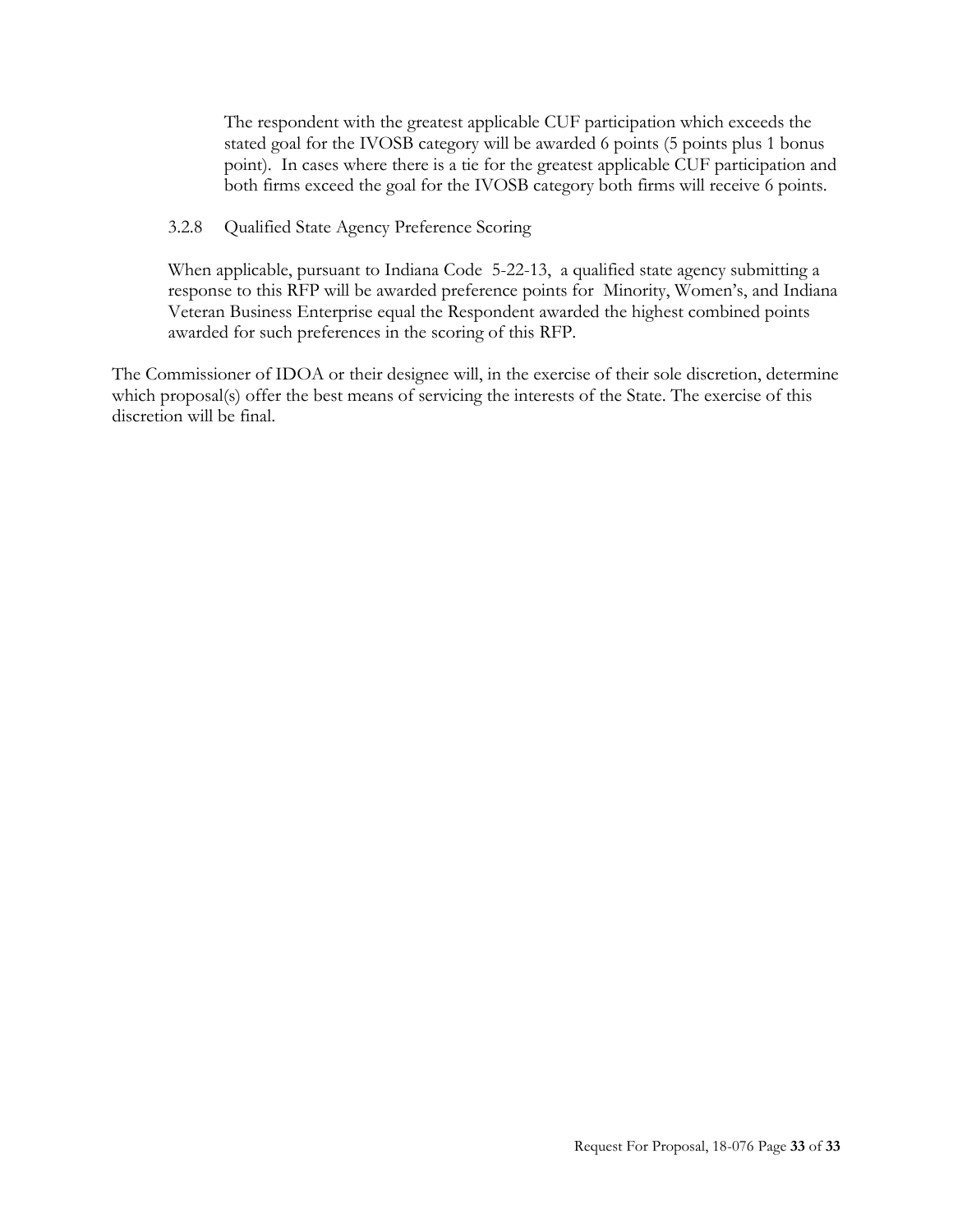The respondent with the greatest applicable CUF participation which exceeds the stated goal for the IVOSB category will be awarded 6 points (5 points plus 1 bonus point). In cases where there is a tie for the greatest applicable CUF participation and both firms exceed the goal for the IVOSB category both firms will receive 6 points.

### 3.2.8 Qualified State Agency Preference Scoring

When applicable, pursuant to Indiana Code 5-22-13, a qualified state agency submitting a response to this RFP will be awarded preference points for Minority, Women's, and Indiana Veteran Business Enterprise equal the Respondent awarded the highest combined points awarded for such preferences in the scoring of this RFP.

The Commissioner of IDOA or their designee will, in the exercise of their sole discretion, determine which proposal(s) offer the best means of servicing the interests of the State. The exercise of this discretion will be final.